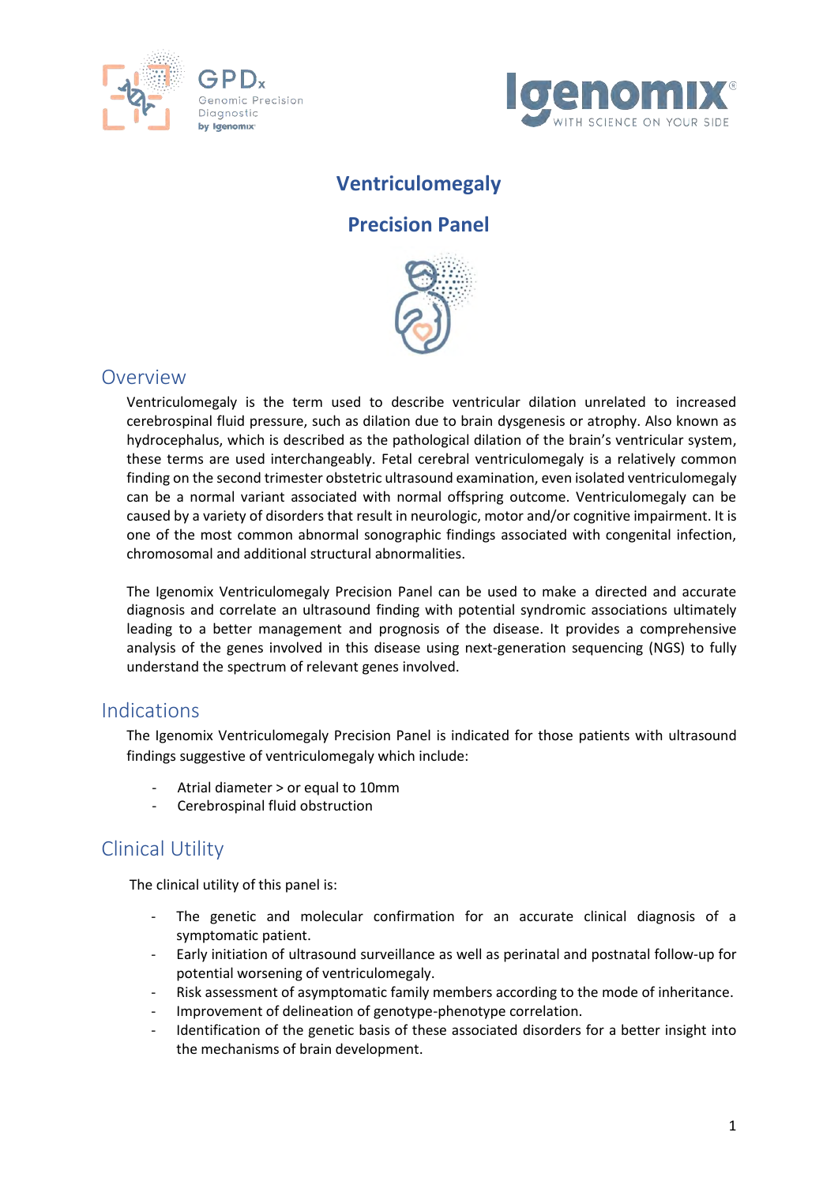# Ventriculomegaly

# Precision Panel

## Overview

Ventriculomegaly is the term used to describe ventricular dilation unrelated to increased cerebrospinal fluid pressure, such as dilation due to brain dysgenesis or atrophy. Also known as hydrocephalus, which is described as the pathological dilation of the brain's ventricular system, these terms are used interchangeably. Fetal cerebral ventriculomegaly is a relatively common finding on the second trimester obstetric ultrasound examination, even isolated ventriculomegaly can be a normal variant associated with normal offspring outcome. Ventriculomegaly can be caused by a variety of disorders that result in neurologic, motor and/or cognitive impairment. It is one of the most common abnormal sonographic findings associated with congenital infection, chromosomal and additional structural abnormalities.

The Igenomix Ventriculomegaly Precision Panel can be used to make a directed and accurate diagnosis and correlate an ultrasound finding with potential syndromic associations ultimately leading to a better management and prognosis of the disease. It provides a comprehensive analysis of the genes involved in this disease using next-generation sequencing (NGS) to fully understand the spectrum of relevant genes involved.

## Indications

The Igenomix Ventriculomegaly Precision Panel is indicated for those patients with ultrasound findings suggestive of ventriculomegaly which include:

- Atrial diameter > or equal to 10mm
- Cerebrospinal fluid obstruction

## Clinical Utility

The clinical utility of this panel is:

- The genetic and molecular confirmation for an accurate clinical diagnosis of a symptomatic patient.
- Early initiation of ultrasound surveillance as well as perinatal and postnatal follow-up for potential worsening of ventriculomegaly.
- Risk assessment of asymptomatic family members according to the mode of inheritance.
- Improvement of delineation of genotype-phenotype correlation.
- Identification of the genetic basis of these associated disorders for a better insight into the mechanisms of brain development.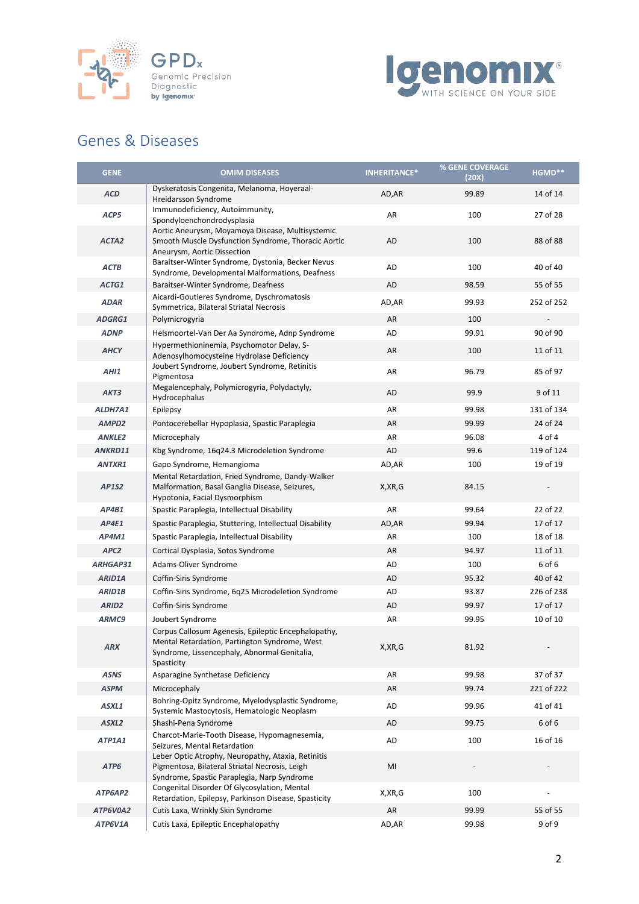## Genes & Diseases

| GENE | OMIM DISEASES | INHERITANCE* | % GENE COVERAGE (20X) | HGMD** |
|---|---|---|---|---|
| ACD | Dyskeratosis Congenita, Melanoma, Hoyeraal-Hreidarsson Syndrome | AD,AR | 99.89 | 14 of 14 |
| ACP5 | Immunodeficiency, Autoimmunity, Spondyloenchondrodysplasia | AR | 100 | 27 of 28 |
| ACTA2 | Aortic Aneurysm, Moyamoya Disease, Multisystemic Smooth Muscle Dysfunction Syndrome, Thoracic Aortic Aneurysm, Aortic Dissection | AD | 100 | 88 of 88 |
| ACTB | Baraitser-Winter Syndrome, Dystonia, Becker Nevus Syndrome, Developmental Malformations, Deafness | AD | 100 | 40 of 40 |
| ACTG1 | Baraitser-Winter Syndrome, Deafness | AD | 98.59 | 55 of 55 |
| ADAR | Aicardi-Goutieres Syndrome, Dyschromatosis Symmetrica, Bilateral Striatal Necrosis | AD,AR | 99.93 | 252 of 252 |
| ADGRG1 | Polymicrogyria | AR | 100 | - |
| ADNP | Helsmoortel-Van Der Aa Syndrome, Adnp Syndrome | AD | 99.91 | 90 of 90 |
| AHCY | Hypermethioninemia, Psychomotor Delay, S-Adenosylhomocysteine Hydrolase Deficiency | AR | 100 | 11 of 11 |
| AHI1 | Joubert Syndrome, Joubert Syndrome, Retinitis Pigmentosa | AR | 96.79 | 85 of 97 |
| AKT3 | Megalencephaly, Polymicrogyria, Polydactyly, Hydrocephalus | AD | 99.9 | 9 of 11 |
| ALDH7A1 | Epilepsy | AR | 99.98 | 131 of 134 |
| AMPD2 | Pontocerebellar Hypoplasia, Spastic Paraplegia | AR | 99.99 | 24 of 24 |
| ANKLE2 | Microcephaly | AR | 96.08 | 4 of 4 |
| ANKRD11 | Kbg Syndrome, 16q24.3 Microdeletion Syndrome | AD | 99.6 | 119 of 124 |
| ANTXR1 | Gapo Syndrome, Hemangioma | AD,AR | 100 | 19 of 19 |
| AP1S2 | Mental Retardation, Fried Syndrome, Dandy-Walker Malformation, Basal Ganglia Disease, Seizures, Hypotonia, Facial Dysmorphism | X,XR,G | 84.15 | - |
| AP4B1 | Spastic Paraplegia, Intellectual Disability | AR | 99.64 | 22 of 22 |
| AP4E1 | Spastic Paraplegia, Stuttering, Intellectual Disability | AD,AR | 99.94 | 17 of 17 |
| AP4M1 | Spastic Paraplegia, Intellectual Disability | AR | 100 | 18 of 18 |
| APC2 | Cortical Dysplasia, Sotos Syndrome | AR | 94.97 | 11 of 11 |
| ARHGAP31 | Adams-Oliver Syndrome | AD | 100 | 6 of 6 |
| ARID1A | Coffin-Siris Syndrome | AD | 95.32 | 40 of 42 |
| ARID1B | Coffin-Siris Syndrome, 6q25 Microdeletion Syndrome | AD | 93.87 | 226 of 238 |
| ARID2 | Coffin-Siris Syndrome | AD | 99.97 | 17 of 17 |
| ARMC9 | Joubert Syndrome | AR | 99.95 | 10 of 10 |
| ARX | Corpus Callosum Agenesis, Epileptic Encephalopathy, Mental Retardation, Partington Syndrome, West Syndrome, Lissencephaly, Abnormal Genitalia, Spasticity | X,XR,G | 81.92 | - |
| ASNS | Asparagine Synthetase Deficiency | AR | 99.98 | 37 of 37 |
| ASPM | Microcephaly | AR | 99.74 | 221 of 222 |
| ASXL1 | Bohring-Opitz Syndrome, Myelodysplastic Syndrome, Systemic Mastocytosis, Hematologic Neoplasm | AD | 99.96 | 41 of 41 |
| ASXL2 | Shashi-Pena Syndrome | AD | 99.75 | 6 of 6 |
| ATP1A1 | Charcot-Marie-Tooth Disease, Hypomagnesemia, Seizures, Mental Retardation | AD | 100 | 16 of 16 |
| ATP6 | Leber Optic Atrophy, Neuropathy, Ataxia, Retinitis Pigmentosa, Bilateral Striatal Necrosis, Leigh Syndrome, Spastic Paraplegia, Narp Syndrome | MI | - | - |
| ATP6AP2 | Congenital Disorder Of Glycosylation, Mental Retardation, Epilepsy, Parkinson Disease, Spasticity | X,XR,G | 100 | - |
| ATP6V0A2 | Cutis Laxa, Wrinkly Skin Syndrome | AR | 99.99 | 55 of 55 |
| ATP6V1A | Cutis Laxa, Epileptic Encephalopathy | AD,AR | 99.98 | 9 of 9 |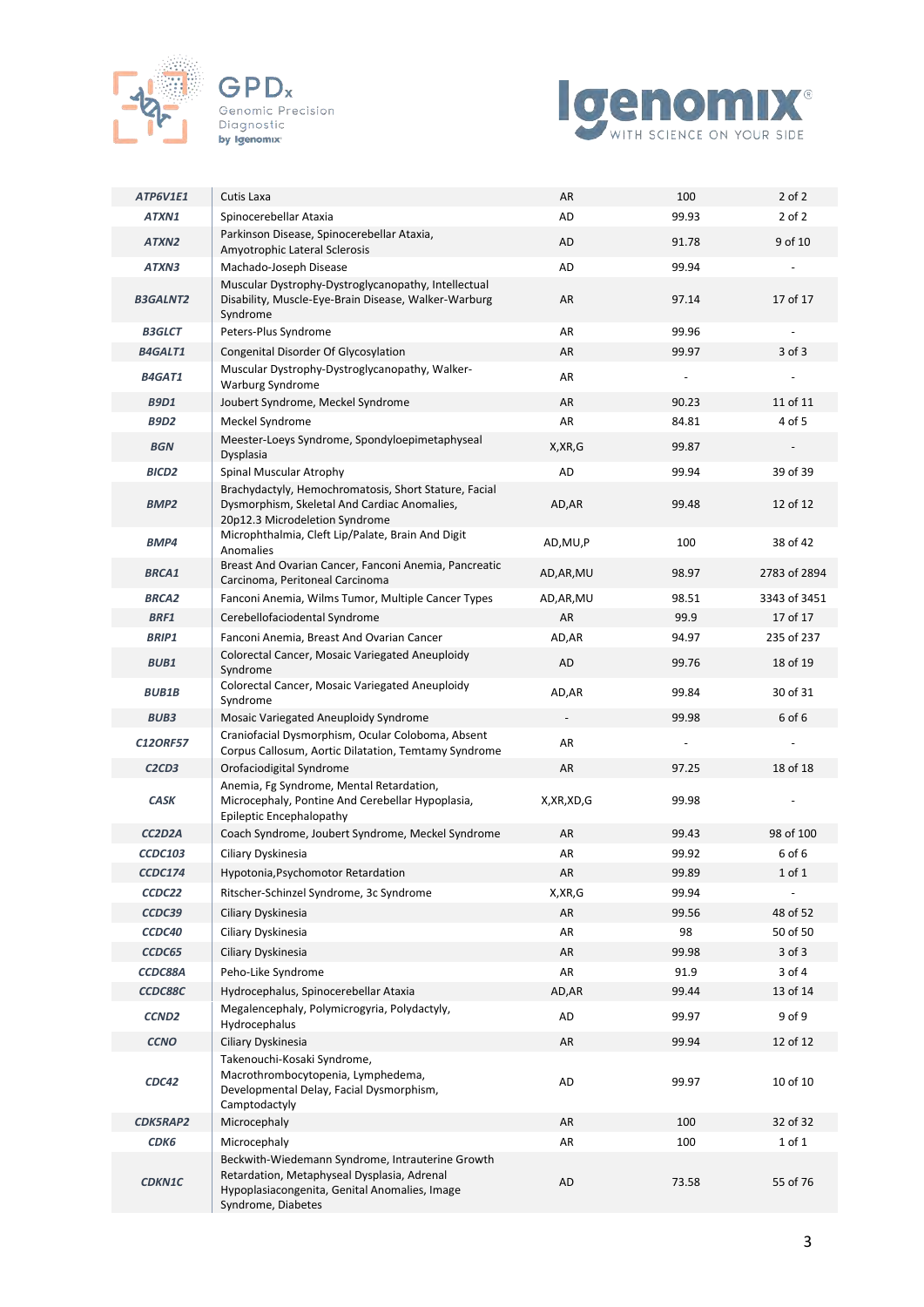| | | | | |
|---|---|---|---|---|
| *ATP6V1E1* | Cutis Laxa | AR | 100 | 2 of 2 |
| *ATXN1* | Spinocerebellar Ataxia | AD | 99.93 | 2 of 2 |
| *ATXN2* | Parkinson Disease, Spinocerebellar Ataxia, Amyotrophic Lateral Sclerosis | AD | 91.78 | 9 of 10 |
| *ATXN3* | Machado-Joseph Disease | AD | 99.94 | - |
| *B3GALNT2* | Muscular Dystrophy-Dystroglycanopathy, Intellectual Disability, Muscle-Eye-Brain Disease, Walker-Warburg Syndrome | AR | 97.14 | 17 of 17 |
| *B3GLCT* | Peters-Plus Syndrome | AR | 99.96 | - |
| *B4GALT1* | Congenital Disorder Of Glycosylation | AR | 99.97 | 3 of 3 |
| *B4GAT1* | Muscular Dystrophy-Dystroglycanopathy, Walker-Warburg Syndrome | AR | - | - |
| *B9D1* | Joubert Syndrome, Meckel Syndrome | AR | 90.23 | 11 of 11 |
| *B9D2* | Meckel Syndrome | AR | 84.81 | 4 of 5 |
| *BGN* | Meester-Loeys Syndrome, Spondyloepimetaphyseal Dysplasia | X,XR,G | 99.87 | - |
| *BICD2* | Spinal Muscular Atrophy | AD | 99.94 | 39 of 39 |
| *BMP2* | Brachydactyly, Hemochromatosis, Short Stature, Facial Dysmorphism, Skeletal And Cardiac Anomalies, 20p12.3 Microdeletion Syndrome | AD,AR | 99.48 | 12 of 12 |
| *BMP4* | Microphthalmia, Cleft Lip/Palate, Brain And Digit Anomalies | AD,MU,P | 100 | 38 of 42 |
| *BRCA1* | Breast And Ovarian Cancer, Fanconi Anemia, Pancreatic Carcinoma, Peritoneal Carcinoma | AD,AR,MU | 98.97 | 2783 of 2894 |
| *BRCA2* | Fanconi Anemia, Wilms Tumor, Multiple Cancer Types | AD,AR,MU | 98.51 | 3343 of 3451 |
| *BRF1* | Cerebellofaciodental Syndrome | AR | 99.9 | 17 of 17 |
| *BRIP1* | Fanconi Anemia, Breast And Ovarian Cancer | AD,AR | 94.97 | 235 of 237 |
| *BUB1* | Colorectal Cancer, Mosaic Variegated Aneuploidy Syndrome | AD | 99.76 | 18 of 19 |
| *BUB1B* | Colorectal Cancer, Mosaic Variegated Aneuploidy Syndrome | AD,AR | 99.84 | 30 of 31 |
| *BUB3* | Mosaic Variegated Aneuploidy Syndrome | - | 99.98 | 6 of 6 |
| *C12ORF57* | Craniofacial Dysmorphism, Ocular Coloboma, Absent Corpus Callosum, Aortic Dilatation, Temtamy Syndrome | AR | - | - |
| *C2CD3* | Orofaciodigital Syndrome | AR | 97.25 | 18 of 18 |
| *CASK* | Anemia, Fg Syndrome, Mental Retardation, Microcephaly, Pontine And Cerebellar Hypoplasia, Epileptic Encephalopathy | X,XR,XD,G | 99.98 | - |
| *CC2D2A* | Coach Syndrome, Joubert Syndrome, Meckel Syndrome | AR | 99.43 | 98 of 100 |
| *CCDC103* | Ciliary Dyskinesia | AR | 99.92 | 6 of 6 |
| *CCDC174* | Hypotonia,Psychomotor Retardation | AR | 99.89 | 1 of 1 |
| *CCDC22* | Ritscher-Schinzel Syndrome, 3c Syndrome | X,XR,G | 99.94 | - |
| *CCDC39* | Ciliary Dyskinesia | AR | 99.56 | 48 of 52 |
| *CCDC40* | Ciliary Dyskinesia | AR | 98 | 50 of 50 |
| *CCDC65* | Ciliary Dyskinesia | AR | 99.98 | 3 of 3 |
| *CCDC88A* | Peho-Like Syndrome | AR | 91.9 | 3 of 4 |
| *CCDC88C* | Hydrocephalus, Spinocerebellar Ataxia | AD,AR | 99.44 | 13 of 14 |
| *CCND2* | Megalencephaly, Polymicrogyria, Polydactyly, Hydrocephalus | AD | 99.97 | 9 of 9 |
| *CCNO* | Ciliary Dyskinesia | AR | 99.94 | 12 of 12 |
| *CDC42* | Takenouchi-Kosaki Syndrome, Macrothrombocytopenia, Lymphedema, Developmental Delay, Facial Dysmorphism, Camptodactyly | AD | 99.97 | 10 of 10 |
| *CDK5RAP2* | Microcephaly | AR | 100 | 32 of 32 |
| *CDK6* | Microcephaly | AR | 100 | 1 of 1 |
| *CDKN1C* | Beckwith-Wiedemann Syndrome, Intrauterine Growth Retardation, Metaphyseal Dysplasia, Adrenal Hypoplasiacongenita, Genital Anomalies, Image Syndrome, Diabetes | AD | 73.58 | 55 of 76 |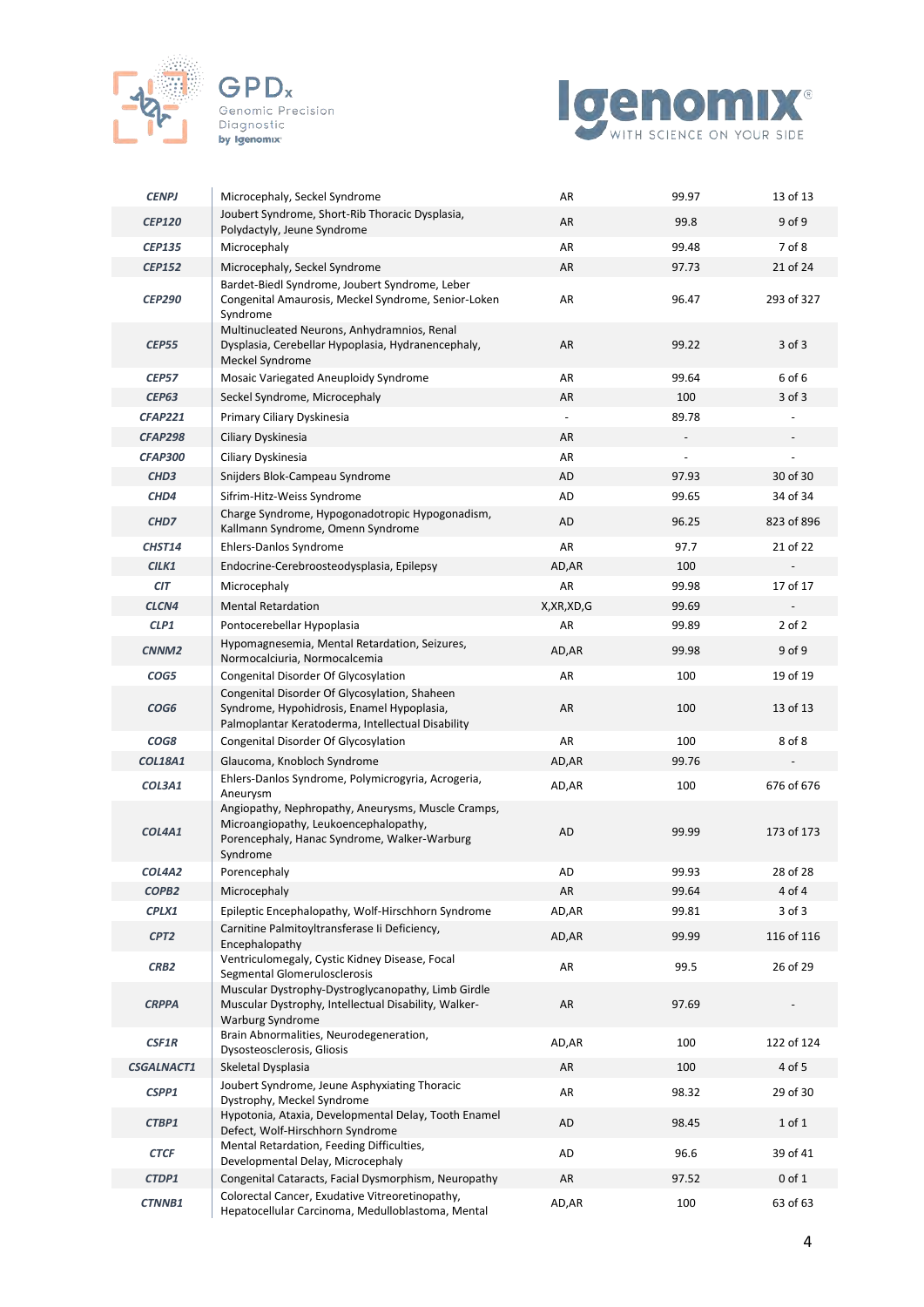| | | | | |
|---|---|---|---|---|
| ***CENPJ*** | Microcephaly, Seckel Syndrome | AR | 99.97 | 13 of 13 |
| ***CEP120*** | Joubert Syndrome, Short-Rib Thoracic Dysplasia, Polydactyly, Jeune Syndrome | AR | 99.8 | 9 of 9 |
| ***CEP135*** | Microcephaly | AR | 99.48 | 7 of 8 |
| ***CEP152*** | Microcephaly, Seckel Syndrome | AR | 97.73 | 21 of 24 |
| ***CEP290*** | Bardet-Biedl Syndrome, Joubert Syndrome, Leber Congenital Amaurosis, Meckel Syndrome, Senior-Loken Syndrome | AR | 96.47 | 293 of 327 |
| ***CEP55*** | Multinucleated Neurons, Anhydramnios, Renal Dysplasia, Cerebellar Hypoplasia, Hydranencephaly, Meckel Syndrome | AR | 99.22 | 3 of 3 |
| ***CEP57*** | Mosaic Variegated Aneuploidy Syndrome | AR | 99.64 | 6 of 6 |
| ***CEP63*** | Seckel Syndrome, Microcephaly | AR | 100 | 3 of 3 |
| ***CFAP221*** | Primary Ciliary Dyskinesia | - | 89.78 | - |
| ***CFAP298*** | Ciliary Dyskinesia | AR | - | - |
| ***CFAP300*** | Ciliary Dyskinesia | AR | - | - |
| ***CHD3*** | Snijders Blok-Campeau Syndrome | AD | 97.93 | 30 of 30 |
| ***CHD4*** | Sifrim-Hitz-Weiss Syndrome | AD | 99.65 | 34 of 34 |
| ***CHD7*** | Charge Syndrome, Hypogonadotropic Hypogonadism, Kallmann Syndrome, Omenn Syndrome | AD | 96.25 | 823 of 896 |
| ***CHST14*** | Ehlers-Danlos Syndrome | AR | 97.7 | 21 of 22 |
| ***CILK1*** | Endocrine-Cerebroosteodysplasia, Epilepsy | AD,AR | 100 | - |
| ***CIT*** | Microcephaly | AR | 99.98 | 17 of 17 |
| ***CLCN4*** | Mental Retardation | X,XR,XD,G | 99.69 | - |
| ***CLP1*** | Pontocerebellar Hypoplasia | AR | 99.89 | 2 of 2 |
| ***CNNM2*** | Hypomagnesemia, Mental Retardation, Seizures, Normocalciuria, Normocalcemia | AD,AR | 99.98 | 9 of 9 |
| ***COG5*** | Congenital Disorder Of Glycosylation | AR | 100 | 19 of 19 |
| ***COG6*** | Congenital Disorder Of Glycosylation, Shaheen Syndrome, Hypohidrosis, Enamel Hypoplasia, Palmoplantar Keratoderma, Intellectual Disability | AR | 100 | 13 of 13 |
| ***COG8*** | Congenital Disorder Of Glycosylation | AR | 100 | 8 of 8 |
| ***COL18A1*** | Glaucoma, Knobloch Syndrome | AD,AR | 99.76 | - |
| ***COL3A1*** | Ehlers-Danlos Syndrome, Polymicrogyria, Acrogeria, Aneurysm | AD,AR | 100 | 676 of 676 |
| ***COL4A1*** | Angiopathy, Nephropathy, Aneurysms, Muscle Cramps, Microangiopathy, Leukoencephalopathy, Porencephaly, Hanac Syndrome, Walker-Warburg Syndrome | AD | 99.99 | 173 of 173 |
| ***COL4A2*** | Porencephaly | AD | 99.93 | 28 of 28 |
| ***COPB2*** | Microcephaly | AR | 99.64 | 4 of 4 |
| ***CPLX1*** | Epileptic Encephalopathy, Wolf-Hirschhorn Syndrome | AD,AR | 99.81 | 3 of 3 |
| ***CPT2*** | Carnitine Palmitoyltransferase Ii Deficiency, Encephalopathy | AD,AR | 99.99 | 116 of 116 |
| ***CRB2*** | Ventriculomegaly, Cystic Kidney Disease, Focal Segmental Glomerulosclerosis | AR | 99.5 | 26 of 29 |
| ***CRPPA*** | Muscular Dystrophy-Dystroglycanopathy, Limb Girdle Muscular Dystrophy, Intellectual Disability, Walker-Warburg Syndrome | AR | 97.69 | - |
| ***CSF1R*** | Brain Abnormalities, Neurodegeneration, Dysosteosclerosis, Gliosis | AD,AR | 100 | 122 of 124 |
| ***CSGALNACT1*** | Skeletal Dysplasia | AR | 100 | 4 of 5 |
| ***CSPP1*** | Joubert Syndrome, Jeune Asphyxiating Thoracic Dystrophy, Meckel Syndrome | AR | 98.32 | 29 of 30 |
| ***CTBP1*** | Hypotonia, Ataxia, Developmental Delay, Tooth Enamel Defect, Wolf-Hirschhorn Syndrome | AD | 98.45 | 1 of 1 |
| ***CTCF*** | Mental Retardation, Feeding Difficulties, Developmental Delay, Microcephaly | AD | 96.6 | 39 of 41 |
| ***CTDP1*** | Congenital Cataracts, Facial Dysmorphism, Neuropathy | AR | 97.52 | 0 of 1 |
| ***CTNNB1*** | Colorectal Cancer, Exudative Vitreoretinopathy, Hepatocellular Carcinoma, Medulloblastoma, Mental | AD,AR | 100 | 63 of 63 |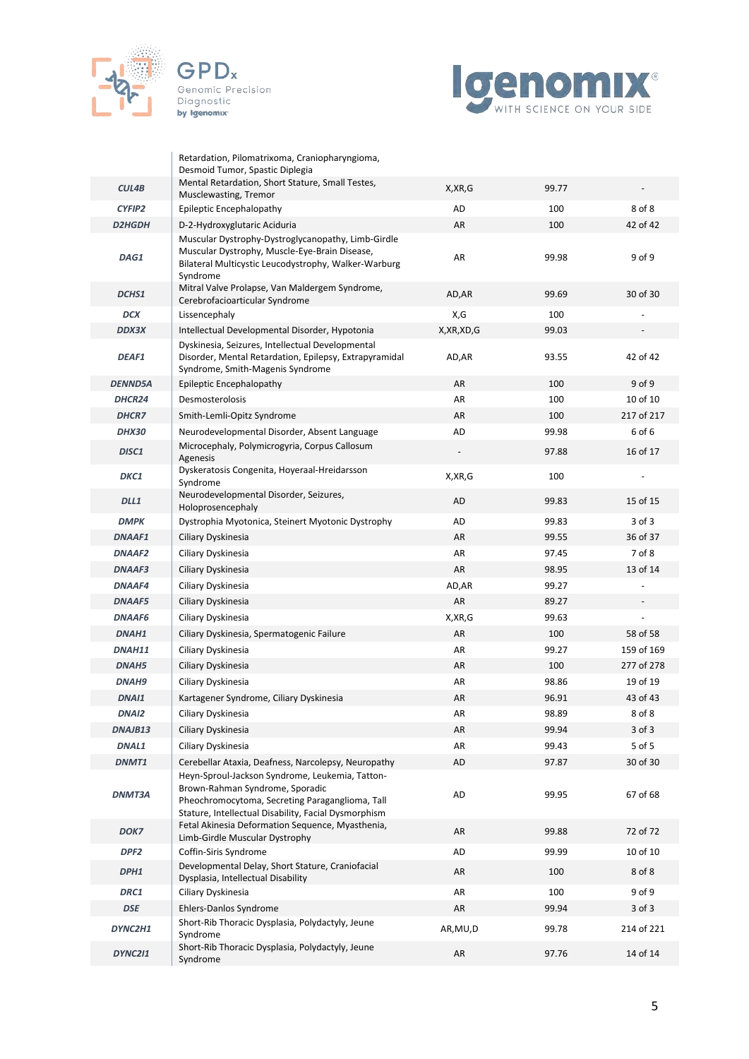| | | | | |
|---|---|---|---|---|
| | Retardation, Pilomatrixoma, Craniopharyngioma, Desmoid Tumor, Spastic Diplegia | | | |
| ***CUL4B*** | Mental Retardation, Short Stature, Small Testes, Musclewasting, Tremor | X,XR,G | 99.77 | - |
| ***CYFIP2*** | Epileptic Encephalopathy | AD | 100 | 8 of 8 |
| ***D2HGDH*** | D-2-Hydroxyglutaric Aciduria | AR | 100 | 42 of 42 |
| ***DAG1*** | Muscular Dystrophy-Dystroglycanopathy, Limb-Girdle Muscular Dystrophy, Muscle-Eye-Brain Disease, Bilateral Multicystic Leucodystrophy, Walker-Warburg Syndrome | AR | 99.98 | 9 of 9 |
| ***DCHS1*** | Mitral Valve Prolapse, Van Maldergem Syndrome, Cerebrofacioarticular Syndrome | AD,AR | 99.69 | 30 of 30 |
| ***DCX*** | Lissencephaly | X,G | 100 | - |
| ***DDX3X*** | Intellectual Developmental Disorder, Hypotonia | X,XR,XD,G | 99.03 | - |
| ***DEAF1*** | Dyskinesia, Seizures, Intellectual Developmental Disorder, Mental Retardation, Epilepsy, Extrapyramidal Syndrome, Smith-Magenis Syndrome | AD,AR | 93.55 | 42 of 42 |
| ***DENND5A*** | Epileptic Encephalopathy | AR | 100 | 9 of 9 |
| ***DHCR24*** | Desmosterolosis | AR | 100 | 10 of 10 |
| ***DHCR7*** | Smith-Lemli-Opitz Syndrome | AR | 100 | 217 of 217 |
| ***DHX30*** | Neurodevelopmental Disorder, Absent Language | AD | 99.98 | 6 of 6 |
| ***DISC1*** | Microcephaly, Polymicrogyria, Corpus Callosum Agenesis | - | 97.88 | 16 of 17 |
| ***DKC1*** | Dyskeratosis Congenita, Hoyeraal-Hreidarsson Syndrome | X,XR,G | 100 | - |
| ***DLL1*** | Neurodevelopmental Disorder, Seizures, Holoprosencephaly | AD | 99.83 | 15 of 15 |
| ***DMPK*** | Dystrophia Myotonica, Steinert Myotonic Dystrophy | AD | 99.83 | 3 of 3 |
| ***DNAAF1*** | Ciliary Dyskinesia | AR | 99.55 | 36 of 37 |
| ***DNAAF2*** | Ciliary Dyskinesia | AR | 97.45 | 7 of 8 |
| ***DNAAF3*** | Ciliary Dyskinesia | AR | 98.95 | 13 of 14 |
| ***DNAAF4*** | Ciliary Dyskinesia | AD,AR | 99.27 | - |
| ***DNAAF5*** | Ciliary Dyskinesia | AR | 89.27 | - |
| ***DNAAF6*** | Ciliary Dyskinesia | X,XR,G | 99.63 | - |
| ***DNAH1*** | Ciliary Dyskinesia, Spermatogenic Failure | AR | 100 | 58 of 58 |
| ***DNAH11*** | Ciliary Dyskinesia | AR | 99.27 | 159 of 169 |
| ***DNAH5*** | Ciliary Dyskinesia | AR | 100 | 277 of 278 |
| ***DNAH9*** | Ciliary Dyskinesia | AR | 98.86 | 19 of 19 |
| ***DNAI1*** | Kartagener Syndrome, Ciliary Dyskinesia | AR | 96.91 | 43 of 43 |
| ***DNAI2*** | Ciliary Dyskinesia | AR | 98.89 | 8 of 8 |
| ***DNAJB13*** | Ciliary Dyskinesia | AR | 99.94 | 3 of 3 |
| ***DNAL1*** | Ciliary Dyskinesia | AR | 99.43 | 5 of 5 |
| ***DNMT1*** | Cerebellar Ataxia, Deafness, Narcolepsy, Neuropathy | AD | 97.87 | 30 of 30 |
| ***DNMT3A*** | Heyn-Sproul-Jackson Syndrome, Leukemia, Tatton-Brown-Rahman Syndrome, Sporadic Pheochromocytoma, Secreting Paraganglioma, Tall Stature, Intellectual Disability, Facial Dysmorphism | AD | 99.95 | 67 of 68 |
| ***DOK7*** | Fetal Akinesia Deformation Sequence, Myasthenia, Limb-Girdle Muscular Dystrophy | AR | 99.88 | 72 of 72 |
| ***DPF2*** | Coffin-Siris Syndrome | AD | 99.99 | 10 of 10 |
| ***DPH1*** | Developmental Delay, Short Stature, Craniofacial Dysplasia, Intellectual Disability | AR | 100 | 8 of 8 |
| ***DRC1*** | Ciliary Dyskinesia | AR | 100 | 9 of 9 |
| ***DSE*** | Ehlers-Danlos Syndrome | AR | 99.94 | 3 of 3 |
| ***DYNC2H1*** | Short-Rib Thoracic Dysplasia, Polydactyly, Jeune Syndrome | AR,MU,D | 99.78 | 214 of 221 |
| ***DYNC2I1*** | Short-Rib Thoracic Dysplasia, Polydactyly, Jeune Syndrome | AR | 97.76 | 14 of 14 |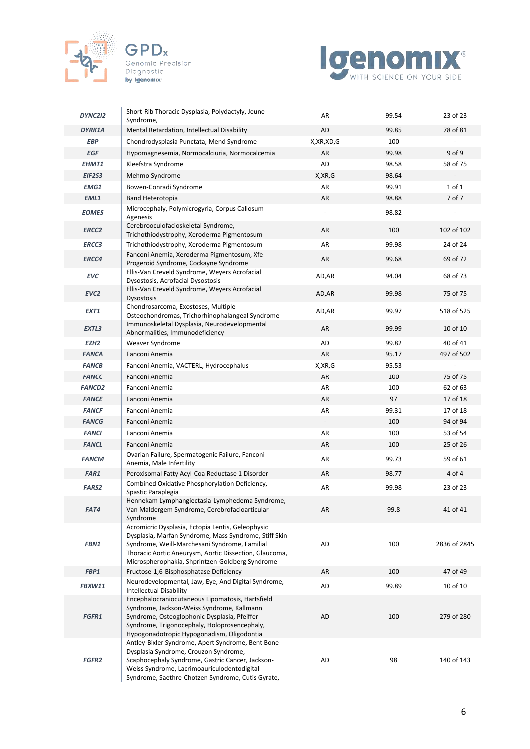| | | | | |
|---|---|---|---|---|
| **DYNC2I2** | Short-Rib Thoracic Dysplasia, Polydactyly, Jeune Syndrome, | AR | 99.54 | 23 of 23 |
| **DYRK1A** | Mental Retardation, Intellectual Disability | AD | 99.85 | 78 of 81 |
| **EBP** | Chondrodysplasia Punctata, Mend Syndrome | X,XR,XD,G | 100 | - |
| **EGF** | Hypomagnesemia, Normocalciuria, Normocalcemia | AR | 99.98 | 9 of 9 |
| **EHMT1** | Kleefstra Syndrome | AD | 98.58 | 58 of 75 |
| **EIF2S3** | Mehmo Syndrome | X,XR,G | 98.64 | - |
| **EMG1** | Bowen-Conradi Syndrome | AR | 99.91 | 1 of 1 |
| **EML1** | Band Heterotopia | AR | 98.88 | 7 of 7 |
| **EOMES** | Microcephaly, Polymicrogyria, Corpus Callosum Agenesis | - | 98.82 | - |
| **ERCC2** | Cerebrooculofacioskeletal Syndrome, Trichothiodystrophy, Xeroderma Pigmentosum | AR | 100 | 102 of 102 |
| **ERCC3** | Trichothiodystrophy, Xeroderma Pigmentosum | AR | 99.98 | 24 of 24 |
| **ERCC4** | Fanconi Anemia, Xeroderma Pigmentosum, Xfe Progeroid Syndrome, Cockayne Syndrome | AR | 99.68 | 69 of 72 |
| **EVC** | Ellis-Van Creveld Syndrome, Weyers Acrofacial Dysostosis, Acrofacial Dysostosis | AD,AR | 94.04 | 68 of 73 |
| **EVC2** | Ellis-Van Creveld Syndrome, Weyers Acrofacial Dysostosis | AD,AR | 99.98 | 75 of 75 |
| **EXT1** | Chondrosarcoma, Exostoses, Multiple Osteochondromas, Trichorhinophalangeal Syndrome | AD,AR | 99.97 | 518 of 525 |
| **EXTL3** | Immunoskeletal Dysplasia, Neurodevelopmental Abnormalities, Immunodeficiency | AR | 99.99 | 10 of 10 |
| **EZH2** | Weaver Syndrome | AD | 99.82 | 40 of 41 |
| **FANCA** | Fanconi Anemia | AR | 95.17 | 497 of 502 |
| **FANCB** | Fanconi Anemia, VACTERL, Hydrocephalus | X,XR,G | 95.53 | - |
| **FANCC** | Fanconi Anemia | AR | 100 | 75 of 75 |
| **FANCD2** | Fanconi Anemia | AR | 100 | 62 of 63 |
| **FANCE** | Fanconi Anemia | AR | 97 | 17 of 18 |
| **FANCF** | Fanconi Anemia | AR | 99.31 | 17 of 18 |
| **FANCG** | Fanconi Anemia | - | 100 | 94 of 94 |
| **FANCI** | Fanconi Anemia | AR | 100 | 53 of 54 |
| **FANCL** | Fanconi Anemia | AR | 100 | 25 of 26 |
| **FANCM** | Ovarian Failure, Spermatogenic Failure, Fanconi Anemia, Male Infertility | AR | 99.73 | 59 of 61 |
| **FAR1** | Peroxisomal Fatty Acyl-Coa Reductase 1 Disorder | AR | 98.77 | 4 of 4 |
| **FARS2** | Combined Oxidative Phosphorylation Deficiency, Spastic Paraplegia | AR | 99.98 | 23 of 23 |
| **FAT4** | Hennekam Lymphangiectasia-Lymphedema Syndrome, Van Maldergem Syndrome, Cerebrofacioarticular Syndrome | AR | 99.8 | 41 of 41 |
| **FBN1** | Acromicric Dysplasia, Ectopia Lentis, Geleophysic Dysplasia, Marfan Syndrome, Mass Syndrome, Stiff Skin Syndrome, Weill-Marchesani Syndrome, Familial Thoracic Aortic Aneurysm, Aortic Dissection, Glaucoma, Microspherophakia, Shprintzen-Goldberg Syndrome | AD | 100 | 2836 of 2845 |
| **FBP1** | Fructose-1,6-Bisphosphatase Deficiency | AR | 100 | 47 of 49 |
| **FBXW11** | Neurodevelopmental, Jaw, Eye, And Digital Syndrome, Intellectual Disability | AD | 99.89 | 10 of 10 |
| **FGFR1** | Encephalocraniocutaneous Lipomatosis, Hartsfield Syndrome, Jackson-Weiss Syndrome, Kallmann Syndrome, Osteoglophonic Dysplasia, Pfeiffer Syndrome, Trigonocephaly, Holoprosencephaly, Hypogonadotropic Hypogonadism, Oligodontia | AD | 100 | 279 of 280 |
| **FGFR2** | Antley-Bixler Syndrome, Apert Syndrome, Bent Bone Dysplasia Syndrome, Crouzon Syndrome, Scaphocephaly Syndrome, Gastric Cancer, Jackson-Weiss Syndrome, Lacrimoauriculodentodigital Syndrome, Saethre-Chotzen Syndrome, Cutis Gyrate, | AD | 98 | 140 of 143 |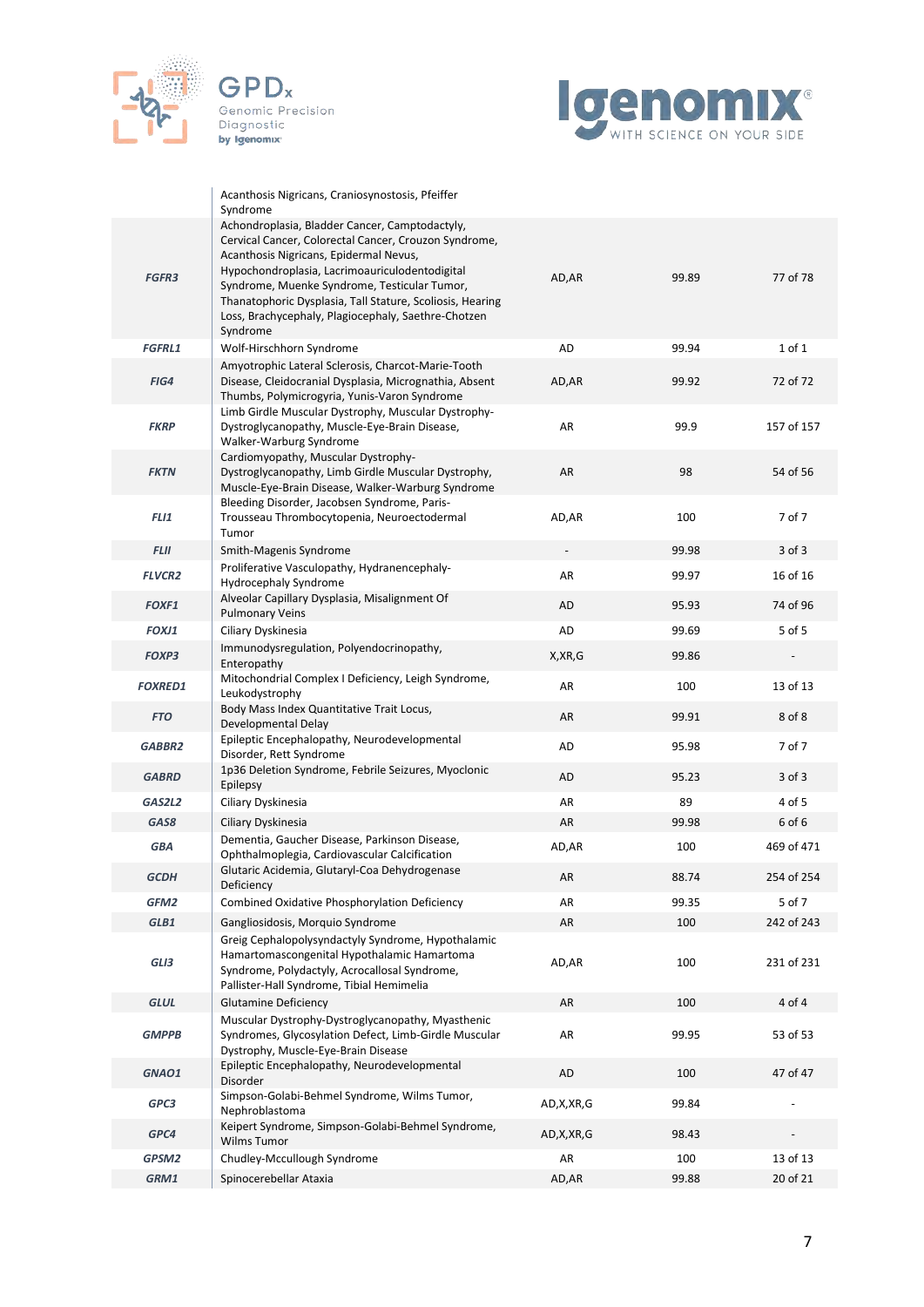| | | | | |
|---|---|---|---|---|
| | Acanthosis Nigricans, Craniosynostosis, Pfeiffer Syndrome | | | |
| ***FGFR3*** | Achondroplasia, Bladder Cancer, Camptodactyly, Cervical Cancer, Colorectal Cancer, Crouzon Syndrome, Acanthosis Nigricans, Epidermal Nevus, Hypochondroplasia, Lacrimoauriculodentodigital Syndrome, Muenke Syndrome, Testicular Tumor, Thanatophoric Dysplasia, Tall Stature, Scoliosis, Hearing Loss, Brachycephaly, Plagiocephaly, Saethre-Chotzen Syndrome | AD,AR | 99.89 | 77 of 78 |
| ***FGFRL1*** | Wolf-Hirschhorn Syndrome | AD | 99.94 | 1 of 1 |
| ***FIG4*** | Amyotrophic Lateral Sclerosis, Charcot-Marie-Tooth Disease, Cleidocranial Dysplasia, Micrognathia, Absent Thumbs, Polymicrogyria, Yunis-Varon Syndrome | AD,AR | 99.92 | 72 of 72 |
| ***FKRP*** | Limb Girdle Muscular Dystrophy, Muscular Dystrophy-Dystroglycanopathy, Muscle-Eye-Brain Disease, Walker-Warburg Syndrome | AR | 99.9 | 157 of 157 |
| ***FKTN*** | Cardiomyopathy, Muscular Dystrophy-Dystroglycanopathy, Limb Girdle Muscular Dystrophy, Muscle-Eye-Brain Disease, Walker-Warburg Syndrome | AR | 98 | 54 of 56 |
| ***FLI1*** | Bleeding Disorder, Jacobsen Syndrome, Paris-Trousseau Thrombocytopenia, Neuroectodermal Tumor | AD,AR | 100 | 7 of 7 |
| ***FLII*** | Smith-Magenis Syndrome | - | 99.98 | 3 of 3 |
| ***FLVCR2*** | Proliferative Vasculopathy, Hydranencephaly-Hydrocephaly Syndrome | AR | 99.97 | 16 of 16 |
| ***FOXF1*** | Alveolar Capillary Dysplasia, Misalignment Of Pulmonary Veins | AD | 95.93 | 74 of 96 |
| ***FOXJ1*** | Ciliary Dyskinesia | AD | 99.69 | 5 of 5 |
| ***FOXP3*** | Immunodysregulation, Polyendocrinopathy, Enteropathy | X,XR,G | 99.86 | - |
| ***FOXRED1*** | Mitochondrial Complex I Deficiency, Leigh Syndrome, Leukodystrophy | AR | 100 | 13 of 13 |
| ***FTO*** | Body Mass Index Quantitative Trait Locus, Developmental Delay | AR | 99.91 | 8 of 8 |
| ***GABBR2*** | Epileptic Encephalopathy, Neurodevelopmental Disorder, Rett Syndrome | AD | 95.98 | 7 of 7 |
| ***GABRD*** | 1p36 Deletion Syndrome, Febrile Seizures, Myoclonic Epilepsy | AD | 95.23 | 3 of 3 |
| ***GAS2L2*** | Ciliary Dyskinesia | AR | 89 | 4 of 5 |
| ***GAS8*** | Ciliary Dyskinesia | AR | 99.98 | 6 of 6 |
| ***GBA*** | Dementia, Gaucher Disease, Parkinson Disease, Ophthalmoplegia, Cardiovascular Calcification | AD,AR | 100 | 469 of 471 |
| ***GCDH*** | Glutaric Acidemia, Glutaryl-Coa Dehydrogenase Deficiency | AR | 88.74 | 254 of 254 |
| ***GFM2*** | Combined Oxidative Phosphorylation Deficiency | AR | 99.35 | 5 of 7 |
| ***GLB1*** | Gangliosidosis, Morquio Syndrome | AR | 100 | 242 of 243 |
| ***GLI3*** | Greig Cephalopolysyndactyly Syndrome, Hypothalamic Hamartomascongenital Hypothalamic Hamartoma Syndrome, Polydactyly, Acrocallosal Syndrome, Pallister-Hall Syndrome, Tibial Hemimelia | AD,AR | 100 | 231 of 231 |
| ***GLUL*** | Glutamine Deficiency | AR | 100 | 4 of 4 |
| ***GMPPB*** | Muscular Dystrophy-Dystroglycanopathy, Myasthenic Syndromes, Glycosylation Defect, Limb-Girdle Muscular Dystrophy, Muscle-Eye-Brain Disease | AR | 99.95 | 53 of 53 |
| ***GNAO1*** | Epileptic Encephalopathy, Neurodevelopmental Disorder | AD | 100 | 47 of 47 |
| ***GPC3*** | Simpson-Golabi-Behmel Syndrome, Wilms Tumor, Nephroblastoma | AD,X,XR,G | 99.84 | - |
| ***GPC4*** | Keipert Syndrome, Simpson-Golabi-Behmel Syndrome, Wilms Tumor | AD,X,XR,G | 98.43 | - |
| ***GPSM2*** | Chudley-Mccullough Syndrome | AR | 100 | 13 of 13 |
| ***GRM1*** | Spinocerebellar Ataxia | AD,AR | 99.88 | 20 of 21 |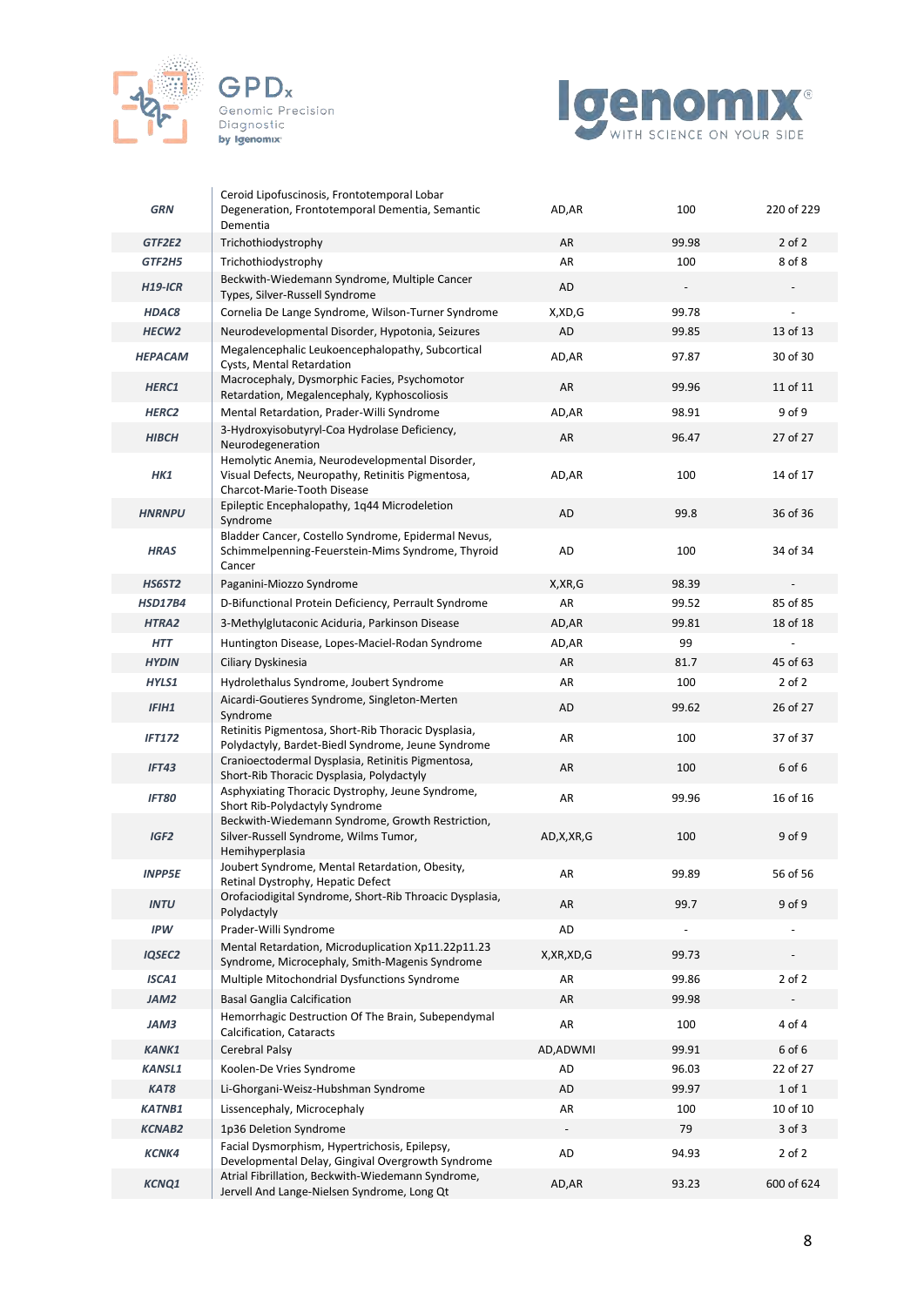| | | | | |
|---|---|---|---|---|
| ***GRN*** | Ceroid Lipofuscinosis, Frontotemporal Lobar Degeneration, Frontotemporal Dementia, Semantic Dementia | AD,AR | 100 | 220 of 229 |
| ***GTF2E2*** | Trichothiodystrophy | AR | 99.98 | 2 of 2 |
| ***GTF2H5*** | Trichothiodystrophy | AR | 100 | 8 of 8 |
| ***H19-ICR*** | Beckwith-Wiedemann Syndrome, Multiple Cancer Types, Silver-Russell Syndrome | AD | - | - |
| ***HDAC8*** | Cornelia De Lange Syndrome, Wilson-Turner Syndrome | X,XD,G | 99.78 | - |
| ***HECW2*** | Neurodevelopmental Disorder, Hypotonia, Seizures | AD | 99.85 | 13 of 13 |
| ***HEPACAM*** | Megalencephalic Leukoencephalopathy, Subcortical Cysts, Mental Retardation | AD,AR | 97.87 | 30 of 30 |
| ***HERC1*** | Macrocephaly, Dysmorphic Facies, Psychomotor Retardation, Megalencephaly, Kyphoscoliosis | AR | 99.96 | 11 of 11 |
| ***HERC2*** | Mental Retardation, Prader-Willi Syndrome | AD,AR | 98.91 | 9 of 9 |
| ***HIBCH*** | 3-Hydroxyisobutyryl-Coa Hydrolase Deficiency, Neurodegeneration | AR | 96.47 | 27 of 27 |
| ***HK1*** | Hemolytic Anemia, Neurodevelopmental Disorder, Visual Defects, Neuropathy, Retinitis Pigmentosa, Charcot-Marie-Tooth Disease | AD,AR | 100 | 14 of 17 |
| ***HNRNPU*** | Epileptic Encephalopathy, 1q44 Microdeletion Syndrome | AD | 99.8 | 36 of 36 |
| ***HRAS*** | Bladder Cancer, Costello Syndrome, Epidermal Nevus, Schimmelpenning-Feuerstein-Mims Syndrome, Thyroid Cancer | AD | 100 | 34 of 34 |
| ***HS6ST2*** | Paganini-Miozzo Syndrome | X,XR,G | 98.39 | - |
| ***HSD17B4*** | D-Bifunctional Protein Deficiency, Perrault Syndrome | AR | 99.52 | 85 of 85 |
| ***HTRA2*** | 3-Methylglutaconic Aciduria, Parkinson Disease | AD,AR | 99.81 | 18 of 18 |
| ***HTT*** | Huntington Disease, Lopes-Maciel-Rodan Syndrome | AD,AR | 99 | - |
| ***HYDIN*** | Ciliary Dyskinesia | AR | 81.7 | 45 of 63 |
| ***HYLS1*** | Hydrolethalus Syndrome, Joubert Syndrome | AR | 100 | 2 of 2 |
| ***IFIH1*** | Aicardi-Goutieres Syndrome, Singleton-Merten Syndrome | AD | 99.62 | 26 of 27 |
| ***IFT172*** | Retinitis Pigmentosa, Short-Rib Thoracic Dysplasia, Polydactyly, Bardet-Biedl Syndrome, Jeune Syndrome | AR | 100 | 37 of 37 |
| ***IFT43*** | Cranioectodermal Dysplasia, Retinitis Pigmentosa, Short-Rib Thoracic Dysplasia, Polydactyly | AR | 100 | 6 of 6 |
| ***IFT80*** | Asphyxiating Thoracic Dystrophy, Jeune Syndrome, Short Rib-Polydactyly Syndrome | AR | 99.96 | 16 of 16 |
| ***IGF2*** | Beckwith-Wiedemann Syndrome, Growth Restriction, Silver-Russell Syndrome, Wilms Tumor, Hemihyperplasia | AD,X,XR,G | 100 | 9 of 9 |
| ***INPP5E*** | Joubert Syndrome, Mental Retardation, Obesity, Retinal Dystrophy, Hepatic Defect | AR | 99.89 | 56 of 56 |
| ***INTU*** | Orofaciodigital Syndrome, Short-Rib Throacic Dysplasia, Polydactyly | AR | 99.7 | 9 of 9 |
| ***IPW*** | Prader-Willi Syndrome | AD | - | - |
| ***IQSEC2*** | Mental Retardation, Microduplication Xp11.22p11.23 Syndrome, Microcephaly, Smith-Magenis Syndrome | X,XR,XD,G | 99.73 | - |
| ***ISCA1*** | Multiple Mitochondrial Dysfunctions Syndrome | AR | 99.86 | 2 of 2 |
| ***JAM2*** | Basal Ganglia Calcification | AR | 99.98 | - |
| ***JAM3*** | Hemorrhagic Destruction Of The Brain, Subependymal Calcification, Cataracts | AR | 100 | 4 of 4 |
| ***KANK1*** | Cerebral Palsy | AD,ADWMI | 99.91 | 6 of 6 |
| ***KANSL1*** | Koolen-De Vries Syndrome | AD | 96.03 | 22 of 27 |
| ***KAT8*** | Li-Ghorgani-Weisz-Hubshman Syndrome | AD | 99.97 | 1 of 1 |
| ***KATNB1*** | Lissencephaly, Microcephaly | AR | 100 | 10 of 10 |
| ***KCNAB2*** | 1p36 Deletion Syndrome | - | 79 | 3 of 3 |
| ***KCNK4*** | Facial Dysmorphism, Hypertrichosis, Epilepsy, Developmental Delay, Gingival Overgrowth Syndrome | AD | 94.93 | 2 of 2 |
| ***KCNQ1*** | Atrial Fibrillation, Beckwith-Wiedemann Syndrome, Jervell And Lange-Nielsen Syndrome, Long Qt | AD,AR | 93.23 | 600 of 624 |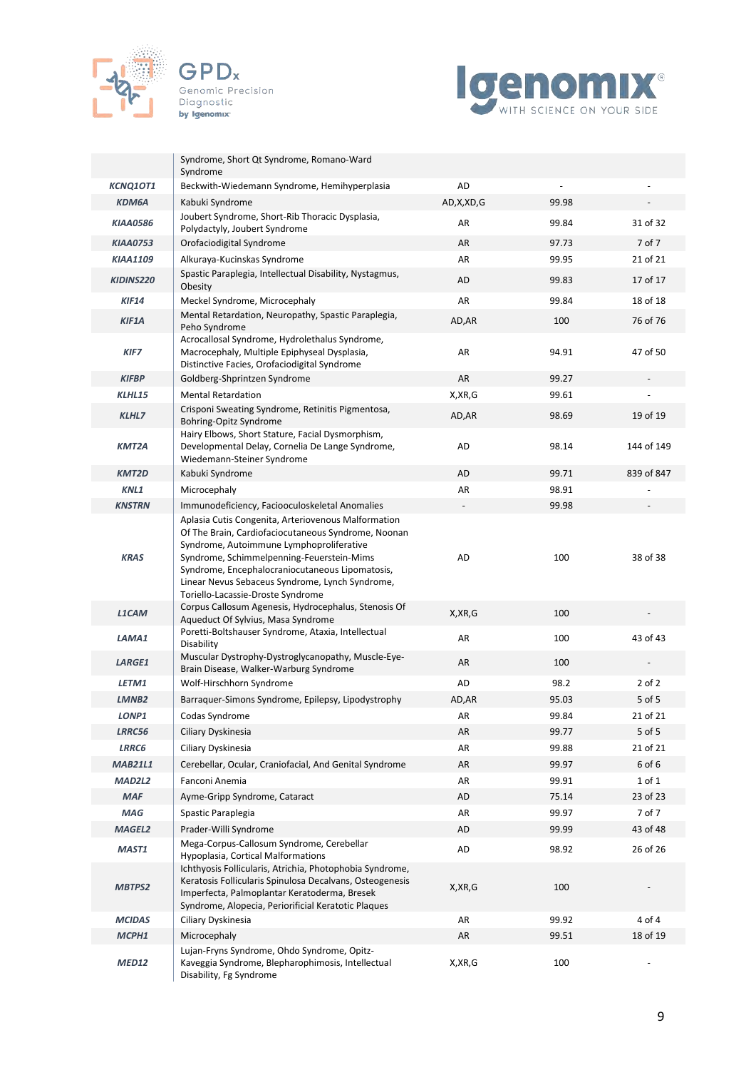|  |  |  |  |  |
|---|---|---|---|---|
|  | Syndrome, Short Qt Syndrome, Romano-Ward Syndrome |  |  |  |
| ***KCNQ1OT1*** | Beckwith-Wiedemann Syndrome, Hemihyperplasia | AD | - | - |
| ***KDM6A*** | Kabuki Syndrome | AD,X,XD,G | 99.98 | - |
| ***KIAA0586*** | Joubert Syndrome, Short-Rib Thoracic Dysplasia, Polydactyly, Joubert Syndrome | AR | 99.84 | 31 of 32 |
| ***KIAA0753*** | Orofaciodigital Syndrome | AR | 97.73 | 7 of 7 |
| ***KIAA1109*** | Alkuraya-Kucinskas Syndrome | AR | 99.95 | 21 of 21 |
| ***KIDINS220*** | Spastic Paraplegia, Intellectual Disability, Nystagmus, Obesity | AD | 99.83 | 17 of 17 |
| ***KIF14*** | Meckel Syndrome, Microcephaly | AR | 99.84 | 18 of 18 |
| ***KIF1A*** | Mental Retardation, Neuropathy, Spastic Paraplegia, Peho Syndrome | AD,AR | 100 | 76 of 76 |
| ***KIF7*** | Acrocallosal Syndrome, Hydrolethalus Syndrome, Macrocephaly, Multiple Epiphyseal Dysplasia, Distinctive Facies, Orofaciodigital Syndrome | AR | 94.91 | 47 of 50 |
| ***KIFBP*** | Goldberg-Shprintzen Syndrome | AR | 99.27 | - |
| ***KLHL15*** | Mental Retardation | X,XR,G | 99.61 | - |
| ***KLHL7*** | Crisponi Sweating Syndrome, Retinitis Pigmentosa, Bohring-Opitz Syndrome | AD,AR | 98.69 | 19 of 19 |
| ***KMT2A*** | Hairy Elbows, Short Stature, Facial Dysmorphism, Developmental Delay, Cornelia De Lange Syndrome, Wiedemann-Steiner Syndrome | AD | 98.14 | 144 of 149 |
| ***KMT2D*** | Kabuki Syndrome | AD | 99.71 | 839 of 847 |
| ***KNL1*** | Microcephaly | AR | 98.91 | - |
| ***KNSTRN*** | Immunodeficiency, Faciooculoskeletal Anomalies | - | 99.98 | - |
| ***KRAS*** | Aplasia Cutis Congenita, Arteriovenous Malformation Of The Brain, Cardiofaciocutaneous Syndrome, Noonan Syndrome, Autoimmune Lymphoproliferative Syndrome, Schimmelpenning-Feuerstein-Mims Syndrome, Encephalocraniocutaneous Lipomatosis, Linear Nevus Sebaceus Syndrome, Lynch Syndrome, Toriello-Lacassie-Droste Syndrome | AD | 100 | 38 of 38 |
| ***L1CAM*** | Corpus Callosum Agenesis, Hydrocephalus, Stenosis Of Aqueduct Of Sylvius, Masa Syndrome | X,XR,G | 100 | - |
| ***LAMA1*** | Poretti-Boltshauser Syndrome, Ataxia, Intellectual Disability | AR | 100 | 43 of 43 |
| ***LARGE1*** | Muscular Dystrophy-Dystroglycanopathy, Muscle-Eye-Brain Disease, Walker-Warburg Syndrome | AR | 100 | - |
| ***LETM1*** | Wolf-Hirschhorn Syndrome | AD | 98.2 | 2 of 2 |
| ***LMNB2*** | Barraquer-Simons Syndrome, Epilepsy, Lipodystrophy | AD,AR | 95.03 | 5 of 5 |
| ***LONP1*** | Codas Syndrome | AR | 99.84 | 21 of 21 |
| ***LRRC56*** | Ciliary Dyskinesia | AR | 99.77 | 5 of 5 |
| ***LRRC6*** | Ciliary Dyskinesia | AR | 99.88 | 21 of 21 |
| ***MAB21L1*** | Cerebellar, Ocular, Craniofacial, And Genital Syndrome | AR | 99.97 | 6 of 6 |
| ***MAD2L2*** | Fanconi Anemia | AR | 99.91 | 1 of 1 |
| ***MAF*** | Ayme-Gripp Syndrome, Cataract | AD | 75.14 | 23 of 23 |
| ***MAG*** | Spastic Paraplegia | AR | 99.97 | 7 of 7 |
| ***MAGEL2*** | Prader-Willi Syndrome | AD | 99.99 | 43 of 48 |
| ***MAST1*** | Mega-Corpus-Callosum Syndrome, Cerebellar Hypoplasia, Cortical Malformations | AD | 98.92 | 26 of 26 |
| ***MBTPS2*** | Ichthyosis Follicularis, Atrichia, Photophobia Syndrome, Keratosis Follicularis Spinulosa Decalvans, Osteogenesis Imperfecta, Palmoplantar Keratoderma, Bresek Syndrome, Alopecia, Periorificial Keratotic Plaques | X,XR,G | 100 | - |
| ***MCIDAS*** | Ciliary Dyskinesia | AR | 99.92 | 4 of 4 |
| ***MCPH1*** | Microcephaly | AR | 99.51 | 18 of 19 |
| ***MED12*** | Lujan-Fryns Syndrome, Ohdo Syndrome, Opitz-Kaveggia Syndrome, Blepharophimosis, Intellectual Disability, Fg Syndrome | X,XR,G | 100 | - |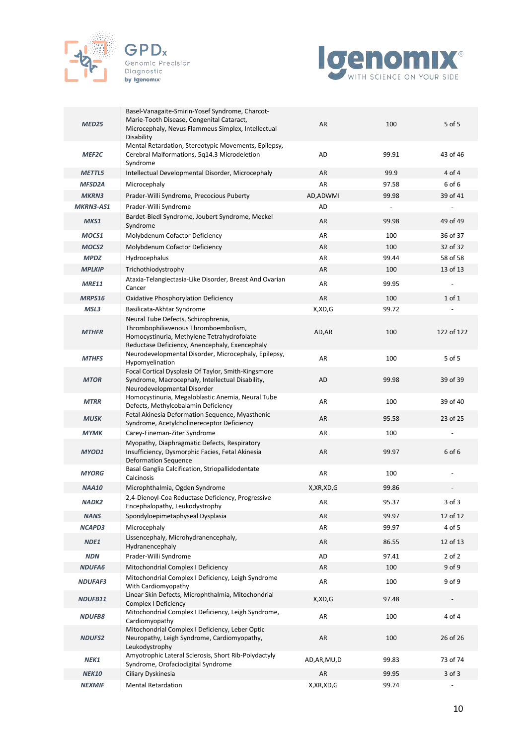| | | | | |
|---|---|---|---|---|
| ***MED25*** | Basel-Vanagaite-Smirin-Yosef Syndrome, Charcot-Marie-Tooth Disease, Congenital Cataract, Microcephaly, Nevus Flammeus Simplex, Intellectual Disability | AR | 100 | 5 of 5 |
| ***MEF2C*** | Mental Retardation, Stereotypic Movements, Epilepsy, Cerebral Malformations, 5q14.3 Microdeletion Syndrome | AD | 99.91 | 43 of 46 |
| ***METTL5*** | Intellectual Developmental Disorder, Microcephaly | AR | 99.9 | 4 of 4 |
| ***MFSD2A*** | Microcephaly | AR | 97.58 | 6 of 6 |
| ***MKRN3*** | Prader-Willi Syndrome, Precocious Puberty | AD,ADWMI | 99.98 | 39 of 41 |
| ***MKRN3-AS1*** | Prader-Willi Syndrome | AD | - | - |
| ***MKS1*** | Bardet-Biedl Syndrome, Joubert Syndrome, Meckel Syndrome | AR | 99.98 | 49 of 49 |
| ***MOCS1*** | Molybdenum Cofactor Deficiency | AR | 100 | 36 of 37 |
| ***MOCS2*** | Molybdenum Cofactor Deficiency | AR | 100 | 32 of 32 |
| ***MPDZ*** | Hydrocephalus | AR | 99.44 | 58 of 58 |
| ***MPLKIP*** | Trichothiodystrophy | AR | 100 | 13 of 13 |
| ***MRE11*** | Ataxia-Telangiectasia-Like Disorder, Breast And Ovarian Cancer | AR | 99.95 | - |
| ***MRPS16*** | Oxidative Phosphorylation Deficiency | AR | 100 | 1 of 1 |
| ***MSL3*** | Basilicata-Akhtar Syndrome | X,XD,G | 99.72 | - |
| ***MTHFR*** | Neural Tube Defects, Schizophrenia, Thrombophiliavenous Thromboembolism, Homocystinuria, Methylene Tetrahydrofolate Reductase Deficiency, Anencephaly, Exencephaly | AD,AR | 100 | 122 of 122 |
| ***MTHFS*** | Neurodevelopmental Disorder, Microcephaly, Epilepsy, Hypomyelination | AR | 100 | 5 of 5 |
| ***MTOR*** | Focal Cortical Dysplasia Of Taylor, Smith-Kingsmore Syndrome, Macrocephaly, Intellectual Disability, Neurodevelopmental Disorder | AD | 99.98 | 39 of 39 |
| ***MTRR*** | Homocystinuria, Megaloblastic Anemia, Neural Tube Defects, Methylcobalamin Deficiency | AR | 100 | 39 of 40 |
| ***MUSK*** | Fetal Akinesia Deformation Sequence, Myasthenic Syndrome, Acetylcholinereceptor Deficiency | AR | 95.58 | 23 of 25 |
| ***MYMK*** | Carey-Fineman-Ziter Syndrome | AR | 100 | - |
| ***MYOD1*** | Myopathy, Diaphragmatic Defects, Respiratory Insufficiency, Dysmorphic Facies, Fetal Akinesia Deformation Sequence | AR | 99.97 | 6 of 6 |
| ***MYORG*** | Basal Ganglia Calcification, Striopallidodentate Calcinosis | AR | 100 | - |
| ***NAA10*** | Microphthalmia, Ogden Syndrome | X,XR,XD,G | 99.86 | - |
| ***NADK2*** | 2,4-Dienoyl-Coa Reductase Deficiency, Progressive Encephalopathy, Leukodystrophy | AR | 95.37 | 3 of 3 |
| ***NANS*** | Spondyloepimetaphyseal Dysplasia | AR | 99.97 | 12 of 12 |
| ***NCAPD3*** | Microcephaly | AR | 99.97 | 4 of 5 |
| ***NDE1*** | Lissencephaly, Microhydranencephaly, Hydranencephaly | AR | 86.55 | 12 of 13 |
| ***NDN*** | Prader-Willi Syndrome | AD | 97.41 | 2 of 2 |
| ***NDUFA6*** | Mitochondrial Complex I Deficiency | AR | 100 | 9 of 9 |
| ***NDUFAF3*** | Mitochondrial Complex I Deficiency, Leigh Syndrome With Cardiomyopathy | AR | 100 | 9 of 9 |
| ***NDUFB11*** | Linear Skin Defects, Microphthalmia, Mitochondrial Complex I Deficiency | X,XD,G | 97.48 | - |
| ***NDUFB8*** | Mitochondrial Complex I Deficiency, Leigh Syndrome, Cardiomyopathy | AR | 100 | 4 of 4 |
| ***NDUFS2*** | Mitochondrial Complex I Deficiency, Leber Optic Neuropathy, Leigh Syndrome, Cardiomyopathy, Leukodystrophy | AR | 100 | 26 of 26 |
| ***NEK1*** | Amyotrophic Lateral Sclerosis, Short Rib-Polydactyly Syndrome, Orofaciodigital Syndrome | AD,AR,MU,D | 99.83 | 73 of 74 |
| ***NEK10*** | Ciliary Dyskinesia | AR | 99.95 | 3 of 3 |
| ***NEXMIF*** | Mental Retardation | X,XR,XD,G | 99.74 | - |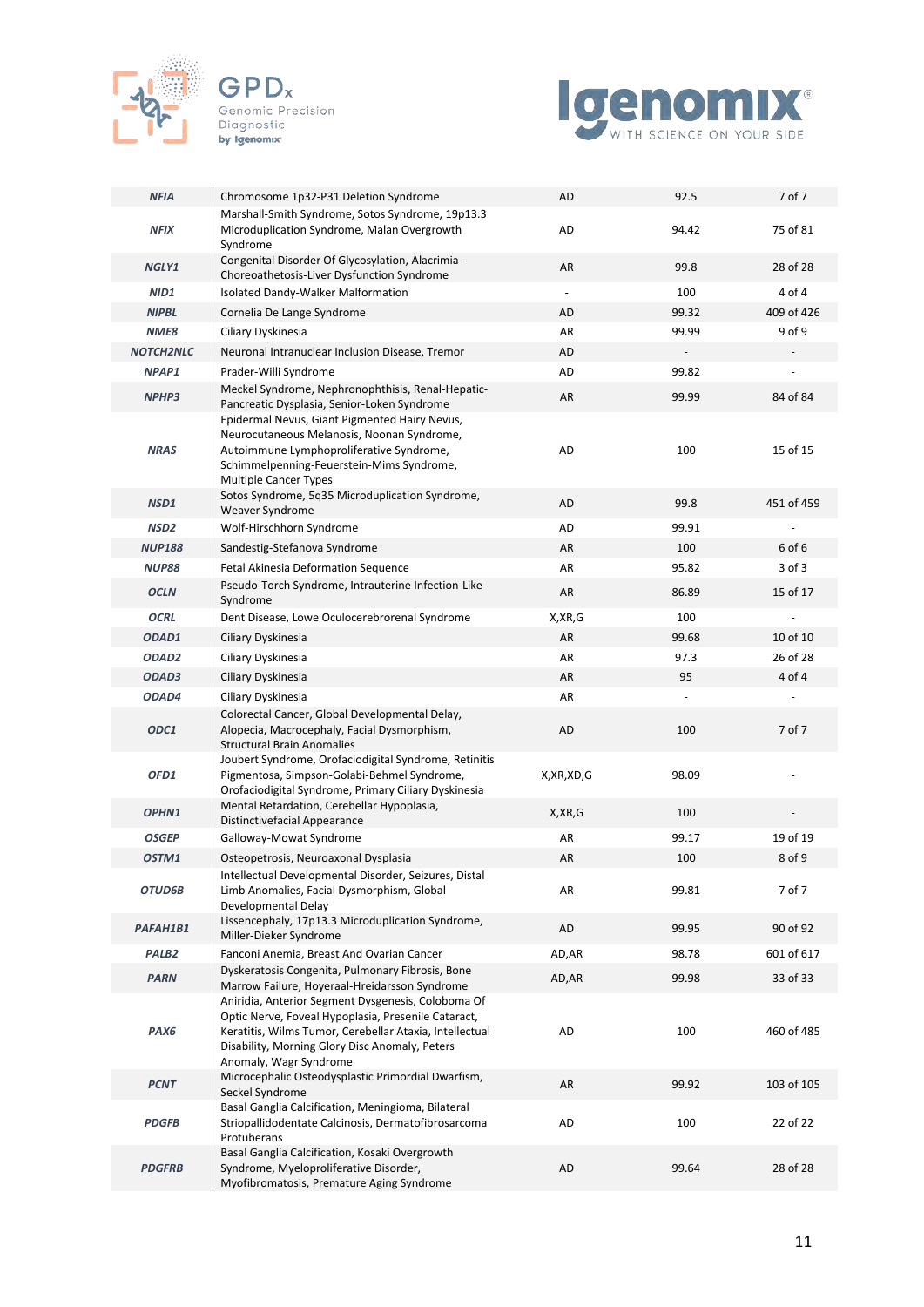| | | | | |
|---|---|---|---|---|
| ***NFIA*** | Chromosome 1p32-P31 Deletion Syndrome | AD | 92.5 | 7 of 7 |
| ***NFIX*** | Marshall-Smith Syndrome, Sotos Syndrome, 19p13.3 Microduplication Syndrome, Malan Overgrowth Syndrome | AD | 94.42 | 75 of 81 |
| ***NGLY1*** | Congenital Disorder Of Glycosylation, Alacrimia-Choreoathetosis-Liver Dysfunction Syndrome | AR | 99.8 | 28 of 28 |
| ***NID1*** | Isolated Dandy-Walker Malformation | - | 100 | 4 of 4 |
| ***NIPBL*** | Cornelia De Lange Syndrome | AD | 99.32 | 409 of 426 |
| ***NME8*** | Ciliary Dyskinesia | AR | 99.99 | 9 of 9 |
| ***NOTCH2NLC*** | Neuronal Intranuclear Inclusion Disease, Tremor | AD | - | - |
| ***NPAP1*** | Prader-Willi Syndrome | AD | 99.82 | - |
| ***NPHP3*** | Meckel Syndrome, Nephronophthisis, Renal-Hepatic-Pancreatic Dysplasia, Senior-Loken Syndrome | AR | 99.99 | 84 of 84 |
| ***NRAS*** | Epidermal Nevus, Giant Pigmented Hairy Nevus, Neurocutaneous Melanosis, Noonan Syndrome, Autoimmune Lymphoproliferative Syndrome, Schimmelpenning-Feuerstein-Mims Syndrome, Multiple Cancer Types | AD | 100 | 15 of 15 |
| ***NSD1*** | Sotos Syndrome, 5q35 Microduplication Syndrome, Weaver Syndrome | AD | 99.8 | 451 of 459 |
| ***NSD2*** | Wolf-Hirschhorn Syndrome | AD | 99.91 | - |
| ***NUP188*** | Sandestig-Stefanova Syndrome | AR | 100 | 6 of 6 |
| ***NUP88*** | Fetal Akinesia Deformation Sequence | AR | 95.82 | 3 of 3 |
| ***OCLN*** | Pseudo-Torch Syndrome, Intrauterine Infection-Like Syndrome | AR | 86.89 | 15 of 17 |
| ***OCRL*** | Dent Disease, Lowe Oculocerebrorenal Syndrome | X,XR,G | 100 | - |
| ***ODAD1*** | Ciliary Dyskinesia | AR | 99.68 | 10 of 10 |
| ***ODAD2*** | Ciliary Dyskinesia | AR | 97.3 | 26 of 28 |
| ***ODAD3*** | Ciliary Dyskinesia | AR | 95 | 4 of 4 |
| ***ODAD4*** | Ciliary Dyskinesia | AR | - | - |
| ***ODC1*** | Colorectal Cancer, Global Developmental Delay, Alopecia, Macrocephaly, Facial Dysmorphism, Structural Brain Anomalies | AD | 100 | 7 of 7 |
| ***OFD1*** | Joubert Syndrome, Orofaciodigital Syndrome, Retinitis Pigmentosa, Simpson-Golabi-Behmel Syndrome, Orofaciodigital Syndrome, Primary Ciliary Dyskinesia | X,XR,XD,G | 98.09 | - |
| ***OPHN1*** | Mental Retardation, Cerebellar Hypoplasia, Distinctivefacial Appearance | X,XR,G | 100 | - |
| ***OSGEP*** | Galloway-Mowat Syndrome | AR | 99.17 | 19 of 19 |
| ***OSTM1*** | Osteopetrosis, Neuroaxonal Dysplasia | AR | 100 | 8 of 9 |
| ***OTUD6B*** | Intellectual Developmental Disorder, Seizures, Distal Limb Anomalies, Facial Dysmorphism, Global Developmental Delay | AR | 99.81 | 7 of 7 |
| ***PAFAH1B1*** | Lissencephaly, 17p13.3 Microduplication Syndrome, Miller-Dieker Syndrome | AD | 99.95 | 90 of 92 |
| ***PALB2*** | Fanconi Anemia, Breast And Ovarian Cancer | AD,AR | 98.78 | 601 of 617 |
| ***PARN*** | Dyskeratosis Congenita, Pulmonary Fibrosis, Bone Marrow Failure, Hoyeraal-Hreidarsson Syndrome | AD,AR | 99.98 | 33 of 33 |
| ***PAX6*** | Aniridia, Anterior Segment Dysgenesis, Coloboma Of Optic Nerve, Foveal Hypoplasia, Presenile Cataract, Keratitis, Wilms Tumor, Cerebellar Ataxia, Intellectual Disability, Morning Glory Disc Anomaly, Peters Anomaly, Wagr Syndrome | AD | 100 | 460 of 485 |
| ***PCNT*** | Microcephalic Osteodysplastic Primordial Dwarfism, Seckel Syndrome | AR | 99.92 | 103 of 105 |
| ***PDGFB*** | Basal Ganglia Calcification, Meningioma, Bilateral Striopallidodentate Calcinosis, Dermatofibrosarcoma Protuberans | AD | 100 | 22 of 22 |
| ***PDGFRB*** | Basal Ganglia Calcification, Kosaki Overgrowth Syndrome, Myeloproliferative Disorder, Myofibromatosis, Premature Aging Syndrome | AD | 99.64 | 28 of 28 |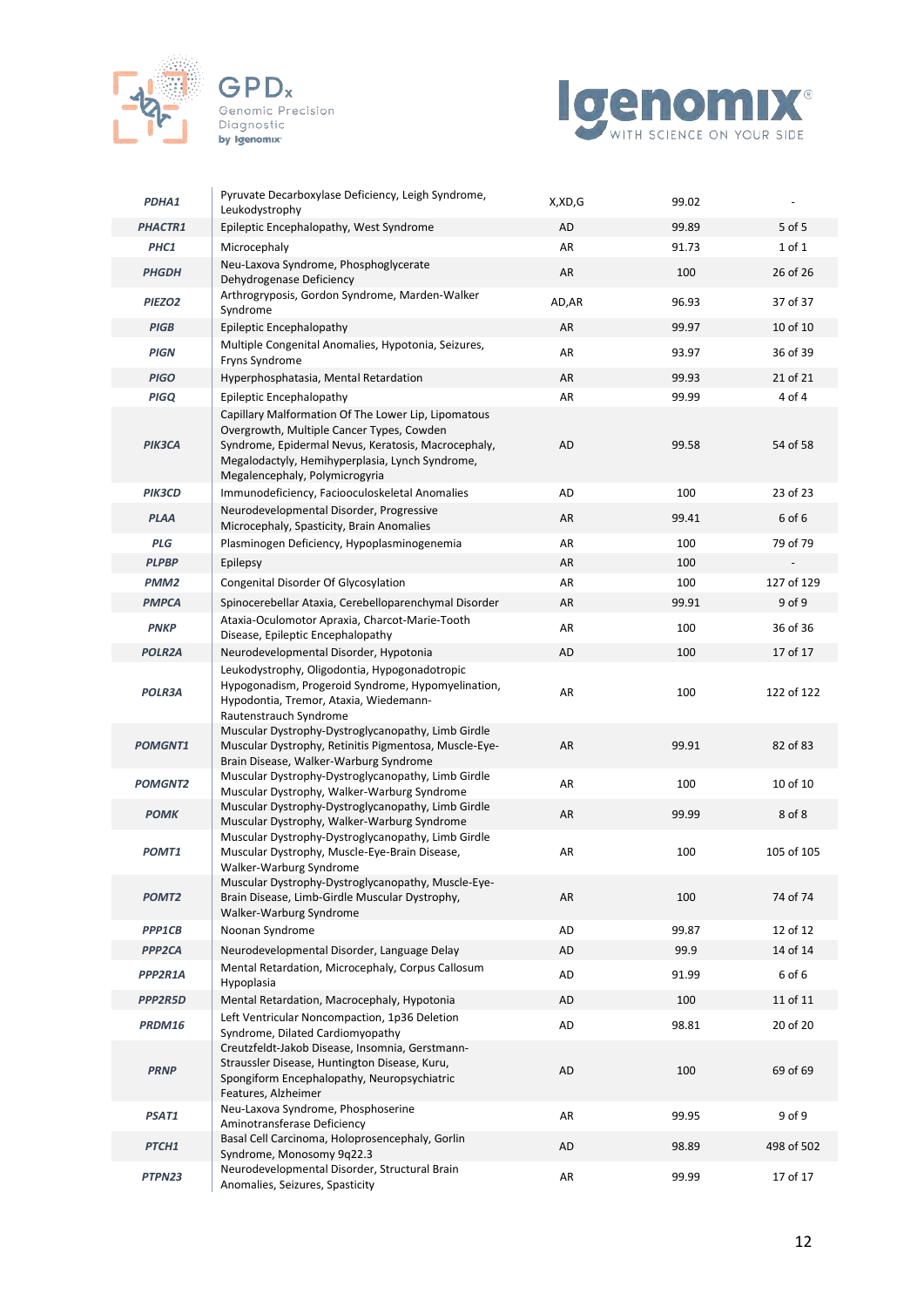| | | | | |
|---|---|---|---|---|
| ***PDHA1*** | Pyruvate Decarboxylase Deficiency, Leigh Syndrome, Leukodystrophy | X,XD,G | 99.02 | - |
| ***PHACTR1*** | Epileptic Encephalopathy, West Syndrome | AD | 99.89 | 5 of 5 |
| ***PHC1*** | Microcephaly | AR | 91.73 | 1 of 1 |
| ***PHGDH*** | Neu-Laxova Syndrome, Phosphoglycerate Dehydrogenase Deficiency | AR | 100 | 26 of 26 |
| ***PIEZO2*** | Arthrogryposis, Gordon Syndrome, Marden-Walker Syndrome | AD,AR | 96.93 | 37 of 37 |
| ***PIGB*** | Epileptic Encephalopathy | AR | 99.97 | 10 of 10 |
| ***PIGN*** | Multiple Congenital Anomalies, Hypotonia, Seizures, Fryns Syndrome | AR | 93.97 | 36 of 39 |
| ***PIGO*** | Hyperphosphatasia, Mental Retardation | AR | 99.93 | 21 of 21 |
| ***PIGQ*** | Epileptic Encephalopathy | AR | 99.99 | 4 of 4 |
| ***PIK3CA*** | Capillary Malformation Of The Lower Lip, Lipomatous Overgrowth, Multiple Cancer Types, Cowden Syndrome, Epidermal Nevus, Keratosis, Macrocephaly, Megalodactyly, Hemihyperplasia, Lynch Syndrome, Megalencephaly, Polymicrogyria | AD | 99.58 | 54 of 58 |
| ***PIK3CD*** | Immunodeficiency, Faciooculoskeletal Anomalies | AD | 100 | 23 of 23 |
| ***PLAA*** | Neurodevelopmental Disorder, Progressive Microcephaly, Spasticity, Brain Anomalies | AR | 99.41 | 6 of 6 |
| ***PLG*** | Plasminogen Deficiency, Hypoplasminogenemia | AR | 100 | 79 of 79 |
| ***PLPBP*** | Epilepsy | AR | 100 | - |
| ***PMM2*** | Congenital Disorder Of Glycosylation | AR | 100 | 127 of 129 |
| ***PMPCA*** | Spinocerebellar Ataxia, Cerebelloparenchymal Disorder | AR | 99.91 | 9 of 9 |
| ***PNKP*** | Ataxia-Oculomotor Apraxia, Charcot-Marie-Tooth Disease, Epileptic Encephalopathy | AR | 100 | 36 of 36 |
| ***POLR2A*** | Neurodevelopmental Disorder, Hypotonia | AD | 100 | 17 of 17 |
| ***POLR3A*** | Leukodystrophy, Oligodontia, Hypogonadotropic Hypogonadism, Progeroid Syndrome, Hypomyelination, Hypodontia, Tremor, Ataxia, Wiedemann-Rautenstrauch Syndrome | AR | 100 | 122 of 122 |
| ***POMGNT1*** | Muscular Dystrophy-Dystroglycanopathy, Limb Girdle Muscular Dystrophy, Retinitis Pigmentosa, Muscle-Eye-Brain Disease, Walker-Warburg Syndrome | AR | 99.91 | 82 of 83 |
| ***POMGNT2*** | Muscular Dystrophy-Dystroglycanopathy, Limb Girdle Muscular Dystrophy, Walker-Warburg Syndrome | AR | 100 | 10 of 10 |
| ***POMK*** | Muscular Dystrophy-Dystroglycanopathy, Limb Girdle Muscular Dystrophy, Walker-Warburg Syndrome | AR | 99.99 | 8 of 8 |
| ***POMT1*** | Muscular Dystrophy-Dystroglycanopathy, Limb Girdle Muscular Dystrophy, Muscle-Eye-Brain Disease, Walker-Warburg Syndrome | AR | 100 | 105 of 105 |
| ***POMT2*** | Muscular Dystrophy-Dystroglycanopathy, Muscle-Eye-Brain Disease, Limb-Girdle Muscular Dystrophy, Walker-Warburg Syndrome | AR | 100 | 74 of 74 |
| ***PPP1CB*** | Noonan Syndrome | AD | 99.87 | 12 of 12 |
| ***PPP2CA*** | Neurodevelopmental Disorder, Language Delay | AD | 99.9 | 14 of 14 |
| ***PPP2R1A*** | Mental Retardation, Microcephaly, Corpus Callosum Hypoplasia | AD | 91.99 | 6 of 6 |
| ***PPP2R5D*** | Mental Retardation, Macrocephaly, Hypotonia | AD | 100 | 11 of 11 |
| ***PRDM16*** | Left Ventricular Noncompaction, 1p36 Deletion Syndrome, Dilated Cardiomyopathy | AD | 98.81 | 20 of 20 |
| ***PRNP*** | Creutzfeldt-Jakob Disease, Insomnia, Gerstmann-Straussler Disease, Huntington Disease, Kuru, Spongiform Encephalopathy, Neuropsychiatric Features, Alzheimer | AD | 100 | 69 of 69 |
| ***PSAT1*** | Neu-Laxova Syndrome, Phosphoserine Aminotransferase Deficiency | AR | 99.95 | 9 of 9 |
| ***PTCH1*** | Basal Cell Carcinoma, Holoprosencephaly, Gorlin Syndrome, Monosomy 9q22.3 | AD | 98.89 | 498 of 502 |
| ***PTPN23*** | Neurodevelopmental Disorder, Structural Brain Anomalies, Seizures, Spasticity | AR | 99.99 | 17 of 17 |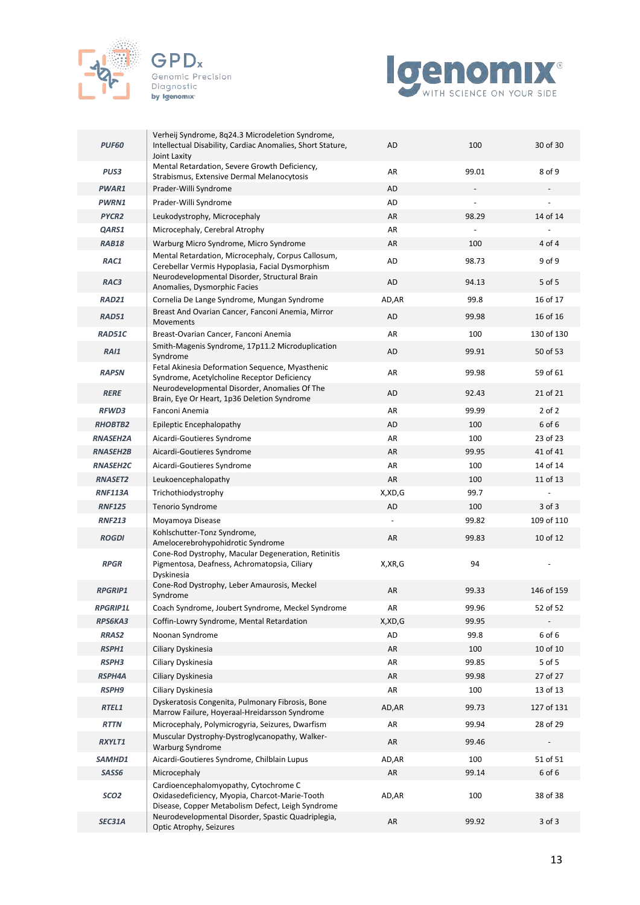| | | | | |
|---|---|---|---|---|
| ***PUF60*** | Verheij Syndrome, 8q24.3 Microdeletion Syndrome, Intellectual Disability, Cardiac Anomalies, Short Stature, Joint Laxity | AD | 100 | 30 of 30 |
| ***PUS3*** | Mental Retardation, Severe Growth Deficiency, Strabismus, Extensive Dermal Melanocytosis | AR | 99.01 | 8 of 9 |
| ***PWAR1*** | Prader-Willi Syndrome | AD | - | - |
| ***PWRN1*** | Prader-Willi Syndrome | AD | - | - |
| ***PYCR2*** | Leukodystrophy, Microcephaly | AR | 98.29 | 14 of 14 |
| ***QARS1*** | Microcephaly, Cerebral Atrophy | AR | - | - |
| ***RAB18*** | Warburg Micro Syndrome, Micro Syndrome | AR | 100 | 4 of 4 |
| ***RAC1*** | Mental Retardation, Microcephaly, Corpus Callosum, Cerebellar Vermis Hypoplasia, Facial Dysmorphism | AD | 98.73 | 9 of 9 |
| ***RAC3*** | Neurodevelopmental Disorder, Structural Brain Anomalies, Dysmorphic Facies | AD | 94.13 | 5 of 5 |
| ***RAD21*** | Cornelia De Lange Syndrome, Mungan Syndrome | AD,AR | 99.8 | 16 of 17 |
| ***RAD51*** | Breast And Ovarian Cancer, Fanconi Anemia, Mirror Movements | AD | 99.98 | 16 of 16 |
| ***RAD51C*** | Breast-Ovarian Cancer, Fanconi Anemia | AR | 100 | 130 of 130 |
| ***RAI1*** | Smith-Magenis Syndrome, 17p11.2 Microduplication Syndrome | AD | 99.91 | 50 of 53 |
| ***RAPSN*** | Fetal Akinesia Deformation Sequence, Myasthenic Syndrome, Acetylcholine Receptor Deficiency | AR | 99.98 | 59 of 61 |
| ***RERE*** | Neurodevelopmental Disorder, Anomalies Of The Brain, Eye Or Heart, 1p36 Deletion Syndrome | AD | 92.43 | 21 of 21 |
| ***RFWD3*** | Fanconi Anemia | AR | 99.99 | 2 of 2 |
| ***RHOBTB2*** | Epileptic Encephalopathy | AD | 100 | 6 of 6 |
| ***RNASEH2A*** | Aicardi-Goutieres Syndrome | AR | 100 | 23 of 23 |
| ***RNASEH2B*** | Aicardi-Goutieres Syndrome | AR | 99.95 | 41 of 41 |
| ***RNASEH2C*** | Aicardi-Goutieres Syndrome | AR | 100 | 14 of 14 |
| ***RNASET2*** | Leukoencephalopathy | AR | 100 | 11 of 13 |
| ***RNF113A*** | Trichothiodystrophy | X,XD,G | 99.7 | - |
| ***RNF125*** | Tenorio Syndrome | AD | 100 | 3 of 3 |
| ***RNF213*** | Moyamoya Disease | - | 99.82 | 109 of 110 |
| ***ROGDI*** | Kohlschutter-Tonz Syndrome, Amelocerebrohypohidrotic Syndrome | AR | 99.83 | 10 of 12 |
| ***RPGR*** | Cone-Rod Dystrophy, Macular Degeneration, Retinitis Pigmentosa, Deafness, Achromatopsia, Ciliary Dyskinesia | X,XR,G | 94 | - |
| ***RPGRIP1*** | Cone-Rod Dystrophy, Leber Amaurosis, Meckel Syndrome | AR | 99.33 | 146 of 159 |
| ***RPGRIP1L*** | Coach Syndrome, Joubert Syndrome, Meckel Syndrome | AR | 99.96 | 52 of 52 |
| ***RPS6KA3*** | Coffin-Lowry Syndrome, Mental Retardation | X,XD,G | 99.95 | - |
| ***RRAS2*** | Noonan Syndrome | AD | 99.8 | 6 of 6 |
| ***RSPH1*** | Ciliary Dyskinesia | AR | 100 | 10 of 10 |
| ***RSPH3*** | Ciliary Dyskinesia | AR | 99.85 | 5 of 5 |
| ***RSPH4A*** | Ciliary Dyskinesia | AR | 99.98 | 27 of 27 |
| ***RSPH9*** | Ciliary Dyskinesia | AR | 100 | 13 of 13 |
| ***RTEL1*** | Dyskeratosis Congenita, Pulmonary Fibrosis, Bone Marrow Failure, Hoyeraal-Hreidarsson Syndrome | AD,AR | 99.73 | 127 of 131 |
| ***RTTN*** | Microcephaly, Polymicrogyria, Seizures, Dwarfism | AR | 99.94 | 28 of 29 |
| ***RXYLT1*** | Muscular Dystrophy-Dystroglycanopathy, Walker-Warburg Syndrome | AR | 99.46 | - |
| ***SAMHD1*** | Aicardi-Goutieres Syndrome, Chilblain Lupus | AD,AR | 100 | 51 of 51 |
| ***SASS6*** | Microcephaly | AR | 99.14 | 6 of 6 |
| ***SCO2*** | Cardioencephalomyopathy, Cytochrome C Oxidasedeficiency, Myopia, Charcot-Marie-Tooth Disease, Copper Metabolism Defect, Leigh Syndrome | AD,AR | 100 | 38 of 38 |
| ***SEC31A*** | Neurodevelopmental Disorder, Spastic Quadriplegia, Optic Atrophy, Seizures | AR | 99.92 | 3 of 3 |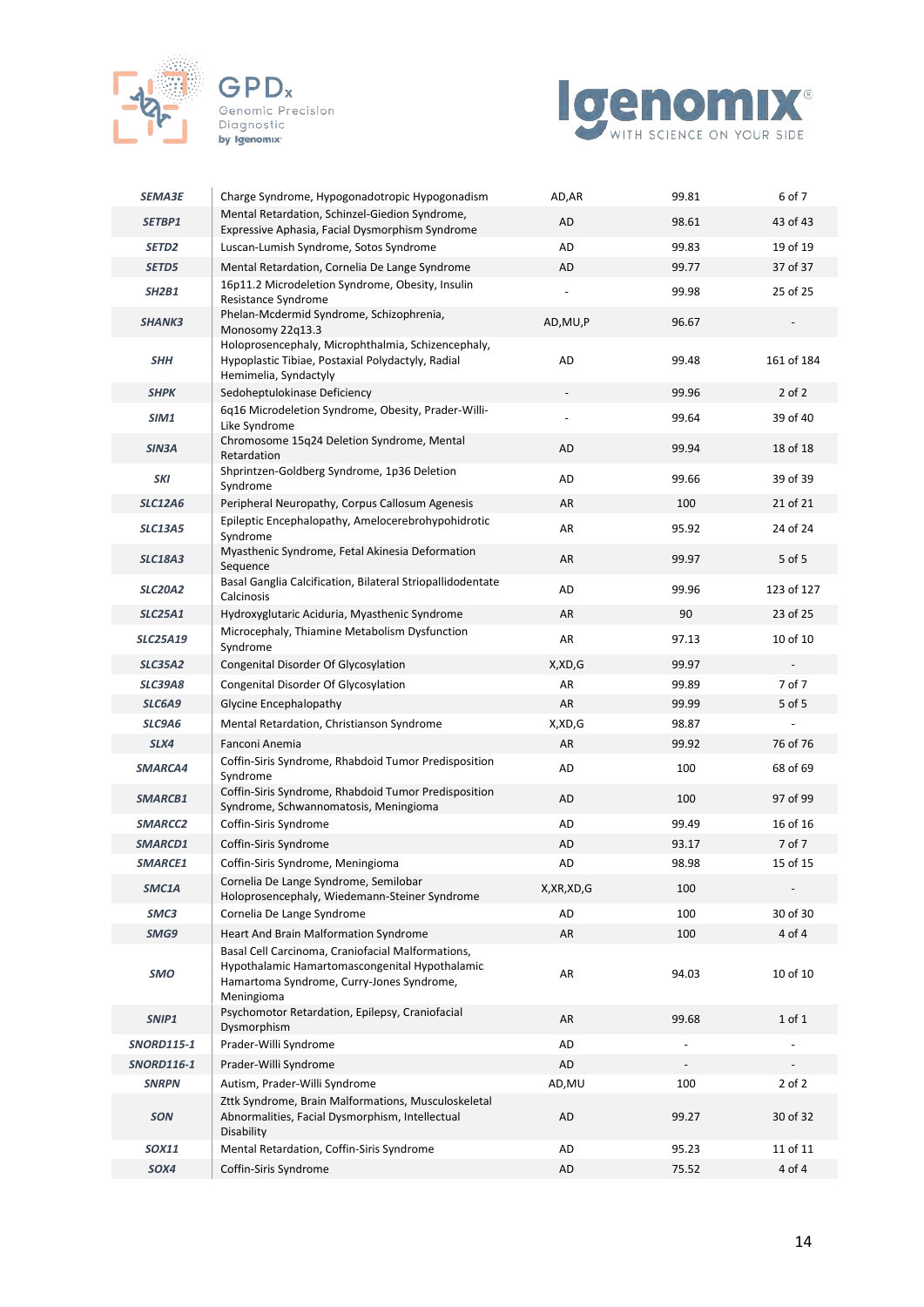| | | | | |
|---|---|---|---|---|
| ***SEMA3E*** | Charge Syndrome, Hypogonadotropic Hypogonadism | AD,AR | 99.81 | 6 of 7 |
| ***SETBP1*** | Mental Retardation, Schinzel-Giedion Syndrome, Expressive Aphasia, Facial Dysmorphism Syndrome | AD | 98.61 | 43 of 43 |
| ***SETD2*** | Luscan-Lumish Syndrome, Sotos Syndrome | AD | 99.83 | 19 of 19 |
| ***SETD5*** | Mental Retardation, Cornelia De Lange Syndrome | AD | 99.77 | 37 of 37 |
| ***SH2B1*** | 16p11.2 Microdeletion Syndrome, Obesity, Insulin Resistance Syndrome | - | 99.98 | 25 of 25 |
| ***SHANK3*** | Phelan-Mcdermid Syndrome, Schizophrenia, Monosomy 22q13.3 | AD,MU,P | 96.67 | - |
| ***SHH*** | Holoprosencephaly, Microphthalmia, Schizencephaly, Hypoplastic Tibiae, Postaxial Polydactyly, Radial Hemimelia, Syndactyly | AD | 99.48 | 161 of 184 |
| ***SHPK*** | Sedoheptulokinase Deficiency | - | 99.96 | 2 of 2 |
| ***SIM1*** | 6q16 Microdeletion Syndrome, Obesity, Prader-Willi-Like Syndrome | - | 99.64 | 39 of 40 |
| ***SIN3A*** | Chromosome 15q24 Deletion Syndrome, Mental Retardation | AD | 99.94 | 18 of 18 |
| ***SKI*** | Shprintzen-Goldberg Syndrome, 1p36 Deletion Syndrome | AD | 99.66 | 39 of 39 |
| ***SLC12A6*** | Peripheral Neuropathy, Corpus Callosum Agenesis | AR | 100 | 21 of 21 |
| ***SLC13A5*** | Epileptic Encephalopathy, Amelocerebrohypohidrotic Syndrome | AR | 95.92 | 24 of 24 |
| ***SLC18A3*** | Myasthenic Syndrome, Fetal Akinesia Deformation Sequence | AR | 99.97 | 5 of 5 |
| ***SLC20A2*** | Basal Ganglia Calcification, Bilateral Stripopallidodentate Calcinosis | AD | 99.96 | 123 of 127 |
| ***SLC25A1*** | Hydroxyglutaric Aciduria, Myasthenic Syndrome | AR | 90 | 23 of 25 |
| ***SLC25A19*** | Microcephaly, Thiamine Metabolism Dysfunction Syndrome | AR | 97.13 | 10 of 10 |
| ***SLC35A2*** | Congenital Disorder Of Glycosylation | X,XD,G | 99.97 | - |
| ***SLC39A8*** | Congenital Disorder Of Glycosylation | AR | 99.89 | 7 of 7 |
| ***SLC6A9*** | Glycine Encephalopathy | AR | 99.99 | 5 of 5 |
| ***SLC9A6*** | Mental Retardation, Christianson Syndrome | X,XD,G | 98.87 | - |
| ***SLX4*** | Fanconi Anemia | AR | 99.92 | 76 of 76 |
| ***SMARCA4*** | Coffin-Siris Syndrome, Rhabdoid Tumor Predisposition Syndrome | AD | 100 | 68 of 69 |
| ***SMARCB1*** | Coffin-Siris Syndrome, Rhabdoid Tumor Predisposition Syndrome, Schwannomatosis, Meningioma | AD | 100 | 97 of 99 |
| ***SMARCC2*** | Coffin-Siris Syndrome | AD | 99.49 | 16 of 16 |
| ***SMARCD1*** | Coffin-Siris Syndrome | AD | 93.17 | 7 of 7 |
| ***SMARCE1*** | Coffin-Siris Syndrome, Meningioma | AD | 98.98 | 15 of 15 |
| ***SMC1A*** | Cornelia De Lange Syndrome, Semilobar Holoprosencephaly, Wiedemann-Steiner Syndrome | X,XR,XD,G | 100 | - |
| ***SMC3*** | Cornelia De Lange Syndrome | AD | 100 | 30 of 30 |
| ***SMG9*** | Heart And Brain Malformation Syndrome | AR | 100 | 4 of 4 |
| ***SMO*** | Basal Cell Carcinoma, Craniofacial Malformations, Hypothalamic Hamartomascongenital Hypothalamic Hamartoma Syndrome, Curry-Jones Syndrome, Meningioma | AR | 94.03 | 10 of 10 |
| ***SNIP1*** | Psychomotor Retardation, Epilepsy, Craniofacial Dysmorphism | AR | 99.68 | 1 of 1 |
| ***SNORD115-1*** | Prader-Willi Syndrome | AD | - | - |
| ***SNORD116-1*** | Prader-Willi Syndrome | AD | - | - |
| ***SNRPN*** | Autism, Prader-Willi Syndrome | AD,MU | 100 | 2 of 2 |
| ***SON*** | Zttk Syndrome, Brain Malformations, Musculoskeletal Abnormalities, Facial Dysmorphism, Intellectual Disability | AD | 99.27 | 30 of 32 |
| ***SOX11*** | Mental Retardation, Coffin-Siris Syndrome | AD | 95.23 | 11 of 11 |
| ***SOX4*** | Coffin-Siris Syndrome | AD | 75.52 | 4 of 4 |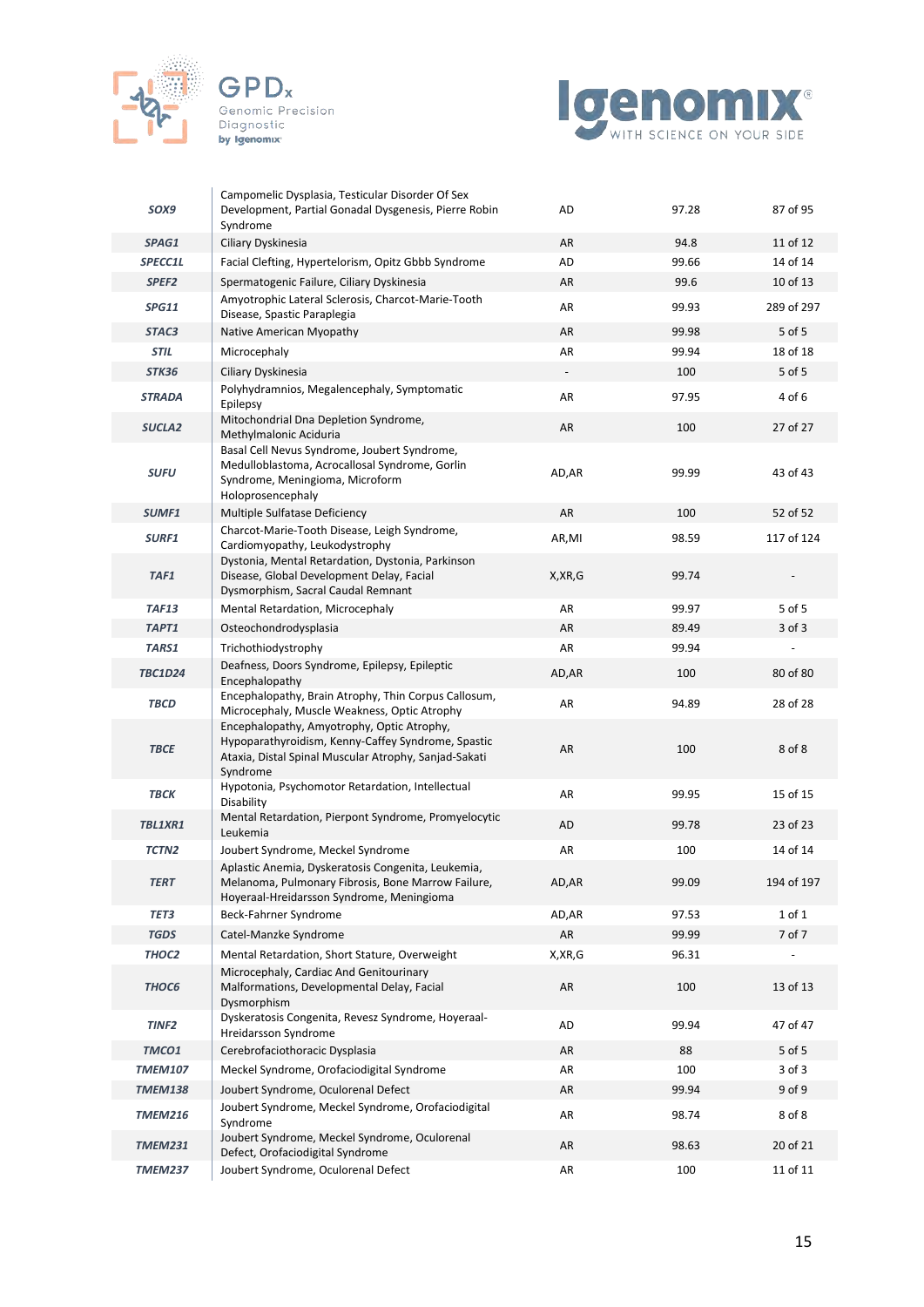| | | | | |
|---|---|---|---|---|
| ***SOX9*** | Campomelic Dysplasia, Testicular Disorder Of Sex Development, Partial Gonadal Dysgenesis, Pierre Robin Syndrome | AD | 97.28 | 87 of 95 |
| ***SPAG1*** | Ciliary Dyskinesia | AR | 94.8 | 11 of 12 |
| ***SPECC1L*** | Facial Clefting, Hypertelorism, Opitz Gbbb Syndrome | AD | 99.66 | 14 of 14 |
| ***SPEF2*** | Spermatogenic Failure, Ciliary Dyskinesia | AR | 99.6 | 10 of 13 |
| ***SPG11*** | Amyotrophic Lateral Sclerosis, Charcot-Marie-Tooth Disease, Spastic Paraplegia | AR | 99.93 | 289 of 297 |
| ***STAC3*** | Native American Myopathy | AR | 99.98 | 5 of 5 |
| ***STIL*** | Microcephaly | AR | 99.94 | 18 of 18 |
| ***STK36*** | Ciliary Dyskinesia | - | 100 | 5 of 5 |
| ***STRADA*** | Polyhydramnios, Megalencephaly, Symptomatic Epilepsy | AR | 97.95 | 4 of 6 |
| ***SUCLA2*** | Mitochondrial Dna Depletion Syndrome, Methylmalonic Aciduria | AR | 100 | 27 of 27 |
| ***SUFU*** | Basal Cell Nevus Syndrome, Joubert Syndrome, Medulloblastoma, Acrocallosal Syndrome, Gorlin Syndrome, Meningioma, Microform Holoprosencephaly | AD,AR | 99.99 | 43 of 43 |
| ***SUMF1*** | Multiple Sulfatase Deficiency | AR | 100 | 52 of 52 |
| ***SURF1*** | Charcot-Marie-Tooth Disease, Leigh Syndrome, Cardiomyopathy, Leukodystrophy | AR,MI | 98.59 | 117 of 124 |
| ***TAF1*** | Dystonia, Mental Retardation, Dystonia, Parkinson Disease, Global Development Delay, Facial Dysmorphism, Sacral Caudal Remnant | X,XR,G | 99.74 | - |
| ***TAF13*** | Mental Retardation, Microcephaly | AR | 99.97 | 5 of 5 |
| ***TAPT1*** | Osteochondrodysplasia | AR | 89.49 | 3 of 3 |
| ***TARS1*** | Trichothiodystrophy | AR | 99.94 | - |
| ***TBC1D24*** | Deafness, Doors Syndrome, Epilepsy, Epileptic Encephalopathy | AD,AR | 100 | 80 of 80 |
| ***TBCD*** | Encephalopathy, Brain Atrophy, Thin Corpus Callosum, Microcephaly, Muscle Weakness, Optic Atrophy | AR | 94.89 | 28 of 28 |
| ***TBCE*** | Encephalopathy, Amyotrophy, Optic Atrophy, Hypoparathyroidism, Kenny-Caffey Syndrome, Spastic Ataxia, Distal Spinal Muscular Atrophy, Sanjad-Sakati Syndrome | AR | 100 | 8 of 8 |
| ***TBCK*** | Hypotonia, Psychomotor Retardation, Intellectual Disability | AR | 99.95 | 15 of 15 |
| ***TBL1XR1*** | Mental Retardation, Pierpont Syndrome, Promyelocytic Leukemia | AD | 99.78 | 23 of 23 |
| ***TCTN2*** | Joubert Syndrome, Meckel Syndrome | AR | 100 | 14 of 14 |
| ***TERT*** | Aplastic Anemia, Dyskeratosis Congenita, Leukemia, Melanoma, Pulmonary Fibrosis, Bone Marrow Failure, Hoyeraal-Hreidarsson Syndrome, Meningioma | AD,AR | 99.09 | 194 of 197 |
| ***TET3*** | Beck-Fahrner Syndrome | AD,AR | 97.53 | 1 of 1 |
| ***TGDS*** | Catel-Manzke Syndrome | AR | 99.99 | 7 of 7 |
| ***THOC2*** | Mental Retardation, Short Stature, Overweight | X,XR,G | 96.31 | - |
| ***THOC6*** | Microcephaly, Cardiac And Genitourinary Malformations, Developmental Delay, Facial Dysmorphism | AR | 100 | 13 of 13 |
| ***TINF2*** | Dyskeratosis Congenita, Revesz Syndrome, Hoyeraal-Hreidarsson Syndrome | AD | 99.94 | 47 of 47 |
| ***TMCO1*** | Cerebrofaciothoracic Dysplasia | AR | 88 | 5 of 5 |
| ***TMEM107*** | Meckel Syndrome, Orofaciodigital Syndrome | AR | 100 | 3 of 3 |
| ***TMEM138*** | Joubert Syndrome, Oculorenal Defect | AR | 99.94 | 9 of 9 |
| ***TMEM216*** | Joubert Syndrome, Meckel Syndrome, Orofaciodigital Syndrome | AR | 98.74 | 8 of 8 |
| ***TMEM231*** | Joubert Syndrome, Meckel Syndrome, Oculorenal Defect, Orofaciodigital Syndrome | AR | 98.63 | 20 of 21 |
| ***TMEM237*** | Joubert Syndrome, Oculorenal Defect | AR | 100 | 11 of 11 |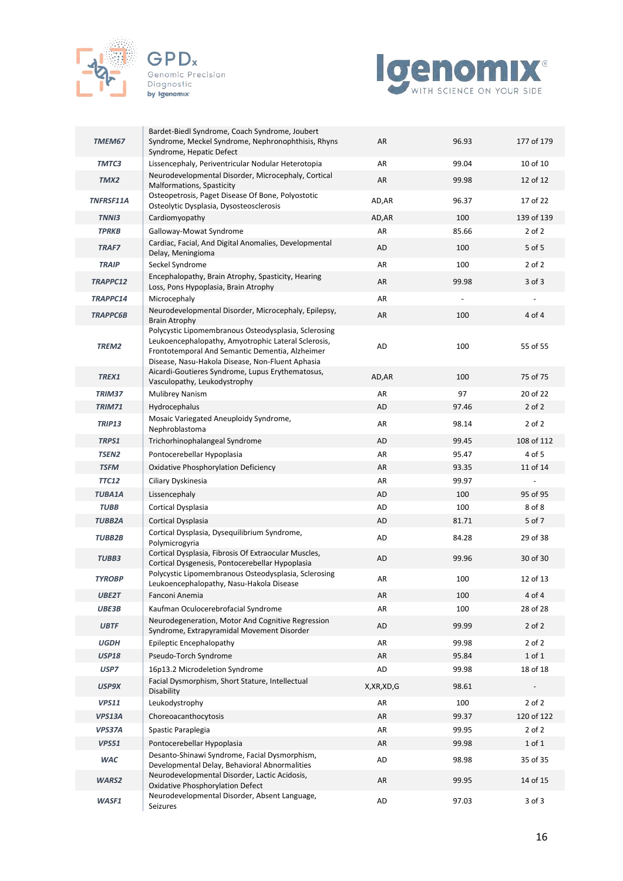| | | | | |
|---|---|---|---|---|
| ***TMEM67*** | Bardet-Biedl Syndrome, Coach Syndrome, Joubert Syndrome, Meckel Syndrome, Nephronophthisis, Rhyns Syndrome, Hepatic Defect | AR | 96.93 | 177 of 179 |
| ***TMTC3*** | Lissencephaly, Periventricular Nodular Heterotopia | AR | 99.04 | 10 of 10 |
| ***TMX2*** | Neurodevelopmental Disorder, Microcephaly, Cortical Malformations, Spasticity | AR | 99.98 | 12 of 12 |
| ***TNFRSF11A*** | Osteopetrosis, Paget Disease Of Bone, Polyostotic Osteolytic Dysplasia, Dysosteosclerosis | AD,AR | 96.37 | 17 of 22 |
| ***TNNI3*** | Cardiomyopathy | AD,AR | 100 | 139 of 139 |
| ***TPRKB*** | Galloway-Mowat Syndrome | AR | 85.66 | 2 of 2 |
| ***TRAF7*** | Cardiac, Facial, And Digital Anomalies, Developmental Delay, Meningioma | AD | 100 | 5 of 5 |
| ***TRAIP*** | Seckel Syndrome | AR | 100 | 2 of 2 |
| ***TRAPPC12*** | Encephalopathy, Brain Atrophy, Spasticity, Hearing Loss, Pons Hypoplasia, Brain Atrophy | AR | 99.98 | 3 of 3 |
| ***TRAPPC14*** | Microcephaly | AR | - | - |
| ***TRAPPC6B*** | Neurodevelopmental Disorder, Microcephaly, Epilepsy, Brain Atrophy | AR | 100 | 4 of 4 |
| ***TREM2*** | Polycystic Lipomembranous Osteodysplasia, Sclerosing Leukoencephalopathy, Amyotrophic Lateral Sclerosis, Frontotemporal And Semantic Dementia, Alzheimer Disease, Nasu-Hakola Disease, Non-Fluent Aphasia | AD | 100 | 55 of 55 |
| ***TREX1*** | Aicardi-Goutieres Syndrome, Lupus Erythematosus, Vasculopathy, Leukodystrophy | AD,AR | 100 | 75 of 75 |
| ***TRIM37*** | Mulibrey Nanism | AR | 97 | 20 of 22 |
| ***TRIM71*** | Hydrocephalus | AD | 97.46 | 2 of 2 |
| ***TRIP13*** | Mosaic Variegated Aneuploidy Syndrome, Nephroblastoma | AR | 98.14 | 2 of 2 |
| ***TRPS1*** | Trichorhinophalangeal Syndrome | AD | 99.45 | 108 of 112 |
| ***TSEN2*** | Pontocerebellar Hypoplasia | AR | 95.47 | 4 of 5 |
| ***TSFM*** | Oxidative Phosphorylation Deficiency | AR | 93.35 | 11 of 14 |
| ***TTC12*** | Ciliary Dyskinesia | AR | 99.97 | - |
| ***TUBA1A*** | Lissencephaly | AD | 100 | 95 of 95 |
| ***TUBB*** | Cortical Dysplasia | AD | 100 | 8 of 8 |
| ***TUBB2A*** | Cortical Dysplasia | AD | 81.71 | 5 of 7 |
| ***TUBB2B*** | Cortical Dysplasia, Dysequilibrium Syndrome, Polymicrogyria | AD | 84.28 | 29 of 38 |
| ***TUBB3*** | Cortical Dysplasia, Fibrosis Of Extraocular Muscles, Cortical Dysgenesis, Pontocerebellar Hypoplasia | AD | 99.96 | 30 of 30 |
| ***TYROBP*** | Polycystic Lipomembranous Osteodysplasia, Sclerosing Leukoencephalopathy, Nasu-Hakola Disease | AR | 100 | 12 of 13 |
| ***UBE2T*** | Fanconi Anemia | AR | 100 | 4 of 4 |
| ***UBE3B*** | Kaufman Oculocerebrofacial Syndrome | AR | 100 | 28 of 28 |
| ***UBTF*** | Neurodegeneration, Motor And Cognitive Regression Syndrome, Extrapyramidal Movement Disorder | AD | 99.99 | 2 of 2 |
| ***UGDH*** | Epileptic Encephalopathy | AR | 99.98 | 2 of 2 |
| ***USP18*** | Pseudo-Torch Syndrome | AR | 95.84 | 1 of 1 |
| ***USP7*** | 16p13.2 Microdeletion Syndrome | AD | 99.98 | 18 of 18 |
| ***USP9X*** | Facial Dysmorphism, Short Stature, Intellectual Disability | X,XR,XD,G | 98.61 | - |
| ***VPS11*** | Leukodystrophy | AR | 100 | 2 of 2 |
| ***VPS13A*** | Choreoacanthocytosis | AR | 99.37 | 120 of 122 |
| ***VPS37A*** | Spastic Paraplegia | AR | 99.95 | 2 of 2 |
| ***VPS51*** | Pontocerebellar Hypoplasia | AR | 99.98 | 1 of 1 |
| ***WAC*** | Desanto-Shinawi Syndrome, Facial Dysmorphism, Developmental Delay, Behavioral Abnormalities | AD | 98.98 | 35 of 35 |
| ***WARS2*** | Neurodevelopmental Disorder, Lactic Acidosis, Oxidative Phosphorylation Defect | AR | 99.95 | 14 of 15 |
| ***WASF1*** | Neurodevelopmental Disorder, Absent Language, Seizures | AD | 97.03 | 3 of 3 |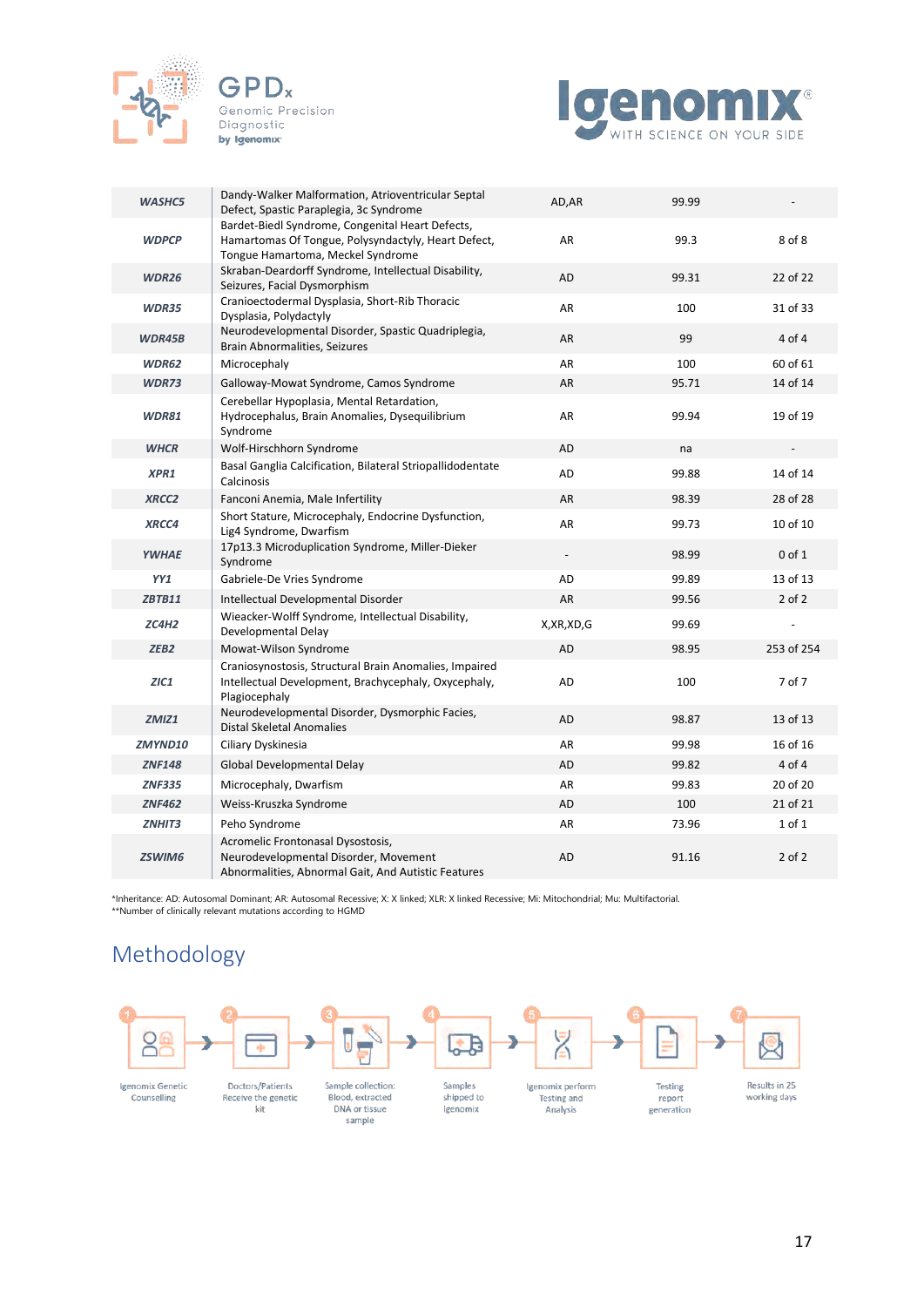| | | | | |
|---|---|---|---|---|
| ***WASHC5*** | Dandy-Walker Malformation, Atrioventricular Septal Defect, Spastic Paraplegia, 3c Syndrome | AD,AR | 99.99 | - |
| ***WDPCP*** | Bardet-Biedl Syndrome, Congenital Heart Defects, Hamartomas Of Tongue, Polysyndactyly, Heart Defect, Tongue Hamartoma, Meckel Syndrome | AR | 99.3 | 8 of 8 |
| ***WDR26*** | Skraban-Deardorff Syndrome, Intellectual Disability, Seizures, Facial Dysmorphism | AD | 99.31 | 22 of 22 |
| ***WDR35*** | Cranioectodermal Dysplasia, Short-Rib Thoracic Dysplasia, Polydactyly | AR | 100 | 31 of 33 |
| ***WDR45B*** | Neurodevelopmental Disorder, Spastic Quadriplegia, Brain Abnormalities, Seizures | AR | 99 | 4 of 4 |
| ***WDR62*** | Microcephaly | AR | 100 | 60 of 61 |
| ***WDR73*** | Galloway-Mowat Syndrome, Camos Syndrome | AR | 95.71 | 14 of 14 |
| ***WDR81*** | Cerebellar Hypoplasia, Mental Retardation, Hydrocephalus, Brain Anomalies, Dysequilibrium Syndrome | AR | 99.94 | 19 of 19 |
| ***WHCR*** | Wolf-Hirschhorn Syndrome | AD | na | - |
| ***XPR1*** | Basal Ganglia Calcification, Bilateral Striopallidodentate Calcinosis | AD | 99.88 | 14 of 14 |
| ***XRCC2*** | Fanconi Anemia, Male Infertility | AR | 98.39 | 28 of 28 |
| ***XRCC4*** | Short Stature, Microcephaly, Endocrine Dysfunction, Lig4 Syndrome, Dwarfism | AR | 99.73 | 10 of 10 |
| ***YWHAE*** | 17p13.3 Microduplication Syndrome, Miller-Dieker Syndrome | - | 98.99 | 0 of 1 |
| ***YY1*** | Gabriele-De Vries Syndrome | AD | 99.89 | 13 of 13 |
| ***ZBTB11*** | Intellectual Developmental Disorder | AR | 99.56 | 2 of 2 |
| ***ZC4H2*** | Wieacker-Wolff Syndrome, Intellectual Disability, Developmental Delay | X,XR,XD,G | 99.69 | - |
| ***ZEB2*** | Mowat-Wilson Syndrome | AD | 98.95 | 253 of 254 |
| ***ZIC1*** | Craniosynostosis, Structural Brain Anomalies, Impaired Intellectual Development, Brachycephaly, Oxycephaly, Plagiocephaly | AD | 100 | 7 of 7 |
| ***ZMIZ1*** | Neurodevelopmental Disorder, Dysmorphic Facies, Distal Skeletal Anomalies | AD | 98.87 | 13 of 13 |
| ***ZMYND10*** | Ciliary Dyskinesia | AR | 99.98 | 16 of 16 |
| ***ZNF148*** | Global Developmental Delay | AD | 99.82 | 4 of 4 |
| ***ZNF335*** | Microcephaly, Dwarfism | AR | 99.83 | 20 of 20 |
| ***ZNF462*** | Weiss-Kruszka Syndrome | AD | 100 | 21 of 21 |
| ***ZNHIT3*** | Peho Syndrome | AR | 73.96 | 1 of 1 |
| ***ZSWIM6*** | Acromelic Frontonasal Dysostosis, Neurodevelopmental Disorder, Movement Abnormalities, Abnormal Gait, And Autistic Features | AD | 91.16 | 2 of 2 |

*Inheritance: AD: Autosomal Dominant; AR: Autosomal Recessive; X: X linked; XLR: X linked Recessive; Mi: Mitochondrial; Mu: Multifactorial.
**Number of clinically relevant mutations according to HGMD

## Methodology

1. Igenomix Genetic Counselling
2. Doctors/Patients Receive the genetic kit
3. Sample collection: Blood, extracted DNA or tissue sample
4. Samples shipped to Igenomix
5. Igenomix perform Testing and Analysis
6. Testing report generation
7. Results in 25 working days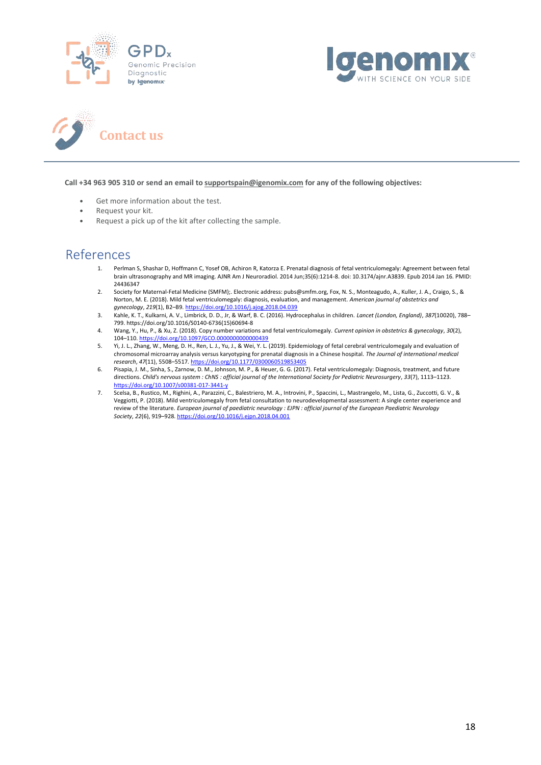## Contact us

**Call +34 963 905 310 or send an email to supportspain@igenomix.com for any of the following objectives:**

- Get more information about the test.
- Request your kit.
- Request a pick up of the kit after collecting the sample.

## References

1. Perlman S, Shashar D, Hoffmann C, Yosef OB, Achiron R, Katorza E. Prenatal diagnosis of fetal ventriculomegaly: Agreement between fetal brain ultrasonography and MR imaging. AJNR Am J Neuroradiol. 2014 Jun;35(6):1214-8. doi: 10.3174/ajnr.A3839. Epub 2014 Jan 16. PMID: 24436347
2. Society for Maternal-Fetal Medicine (SMFM);. Electronic address: pubs@smfm.org, Fox, N. S., Monteagudo, A., Kuller, J. A., Craigo, S., & Norton, M. E. (2018). Mild fetal ventriculomegaly: diagnosis, evaluation, and management. *American journal of obstetrics and gynecology*, *219*(1), B2–B9. https://doi.org/10.1016/j.ajog.2018.04.039
3. Kahle, K. T., Kulkarni, A. V., Limbrick, D. D., Jr, & Warf, B. C. (2016). Hydrocephalus in children. *Lancet (London, England)*, *387*(10020), 788–799. https://doi.org/10.1016/S0140-6736(15)60694-8
4. Wang, Y., Hu, P., & Xu, Z. (2018). Copy number variations and fetal ventriculomegaly. *Current opinion in obstetrics & gynecology*, *30*(2), 104–110. https://doi.org/10.1097/GCO.0000000000000439
5. Yi, J. L., Zhang, W., Meng, D. H., Ren, L. J., Yu, J., & Wei, Y. L. (2019). Epidemiology of fetal cerebral ventriculomegaly and evaluation of chromosomal microarray analysis versus karyotyping for prenatal diagnosis in a Chinese hospital. *The Journal of international medical research*, *47*(11), 5508–5517. https://doi.org/10.1177/0300060519853405
6. Pisapia, J. M., Sinha, S., Zarnow, D. M., Johnson, M. P., & Heuer, G. G. (2017). Fetal ventriculomegaly: Diagnosis, treatment, and future directions. *Child's nervous system : ChNS : official journal of the International Society for Pediatric Neurosurgery*, *33*(7), 1113–1123. https://doi.org/10.1007/s00381-017-3441-y
7. Scelsa, B., Rustico, M., Righini, A., Parazzini, C., Balestriero, M. A., Introvini, P., Spaccini, L., Mastrangelo, M., Lista, G., Zuccotti, G. V., & Veggiotti, P. (2018). Mild ventriculomegaly from fetal consultation to neurodevelopmental assessment: A single center experience and review of the literature. *European journal of paediatric neurology : EJPN : official journal of the European Paediatric Neurology Society*, *22*(6), 919–928. https://doi.org/10.1016/j.ejpn.2018.04.001